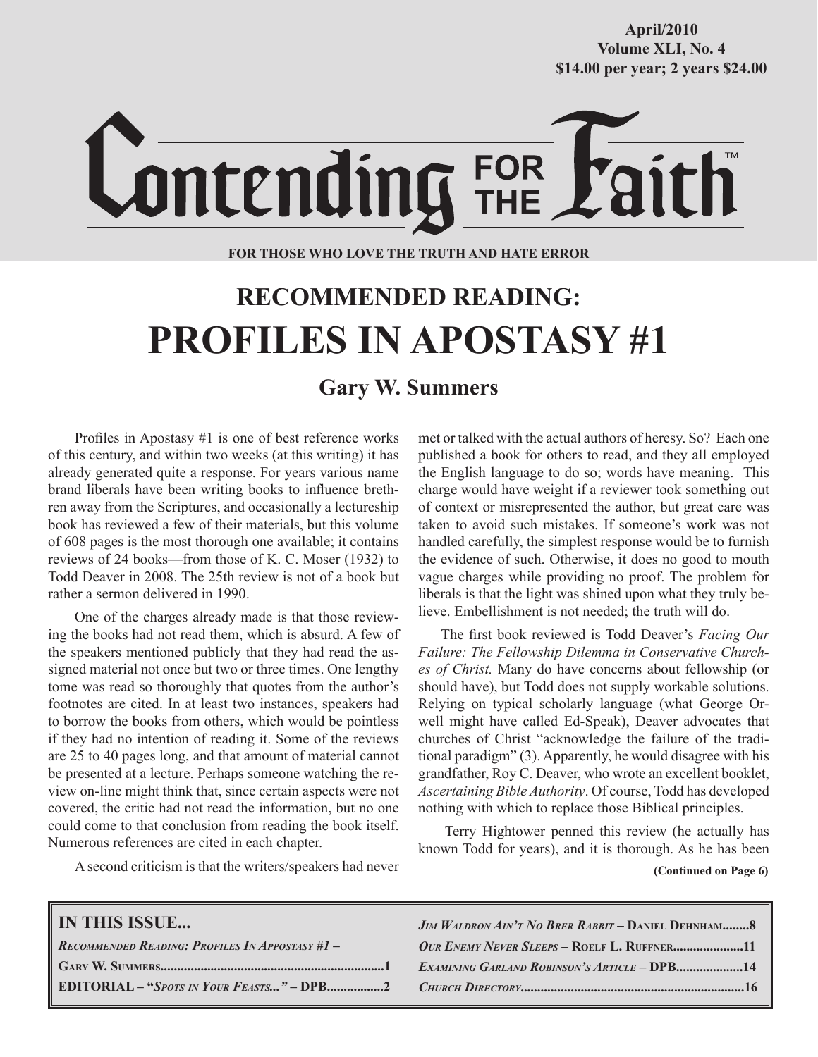April/2010
Volume XLI, No. 4
$14.00 per year; 2 years $24.00

# Contending FOR THE Faith™

**FOR THOSE WHO LOVE THE TRUTH AND HATE ERROR**

## RECOMMENDED READING:
# PROFILES IN APOSTASY #1

### Gary W. Summers

Profiles in Apostasy #1 is one of best reference works of this century, and within two weeks (at this writing) it has already generated quite a response. For years various name brand liberals have been writing books to influence brethren away from the Scriptures, and occasionally a lectureship book has reviewed a few of their materials, but this volume of 608 pages is the most thorough one available; it contains reviews of 24 books—from those of K. C. Moser (1932) to Todd Deaver in 2008. The 25th review is not of a book but rather a sermon delivered in 1990.

One of the charges already made is that those reviewing the books had not read them, which is absurd. A few of the speakers mentioned publicly that they had read the assigned material not once but two or three times. One lengthy tome was read so thoroughly that quotes from the author's footnotes are cited. In at least two instances, speakers had to borrow the books from others, which would be pointless if they had no intention of reading it. Some of the reviews are 25 to 40 pages long, and that amount of material cannot be presented at a lecture. Perhaps someone watching the review on-line might think that, since certain aspects were not covered, the critic had not read the information, but no one could come to that conclusion from reading the book itself. Numerous references are cited in each chapter.

A second criticism is that the writers/speakers had never met or talked with the actual authors of heresy. So? Each one published a book for others to read, and they all employed the English language to do so; words have meaning. This charge would have weight if a reviewer took something out of context or misrepresented the author, but great care was taken to avoid such mistakes. If someone's work was not handled carefully, the simplest response would be to furnish the evidence of such. Otherwise, it does no good to mouth vague charges while providing no proof. The problem for liberals is that the light was shined upon what they truly believe. Embellishment is not needed; the truth will do.

The first book reviewed is Todd Deaver's *Facing Our Failure: The Fellowship Dilemma in Conservative Churches of Christ.* Many do have concerns about fellowship (or should have), but Todd does not supply workable solutions. Relying on typical scholarly language (what George Orwell might have called Ed-Speak), Deaver advocates that churches of Christ "acknowledge the failure of the traditional paradigm" (3). Apparently, he would disagree with his grandfather, Roy C. Deaver, who wrote an excellent booklet, *Ascertaining Bible Authority*. Of course, Todd has developed nothing with which to replace those Biblical principles.

Terry Hightower penned this review (he actually has known Todd for years), and it is thorough. As he has been

**(Continued on Page 6)**

---

**IN THIS ISSUE...**

*Recommended Reading: Profiles In Apostasy #1* – Gary W. Summers....1

EDITORIAL – "*Spots in Your Feasts...*" – DPB....2

*Jim Waldron Ain't No Brer Rabbit* – Daniel Dehnham....8

*Our Enemy Never Sleeps* – Roelf L. Ruffner....11

*Examining Garland Robinson's Article* – DPB....14

*Church Directory*....16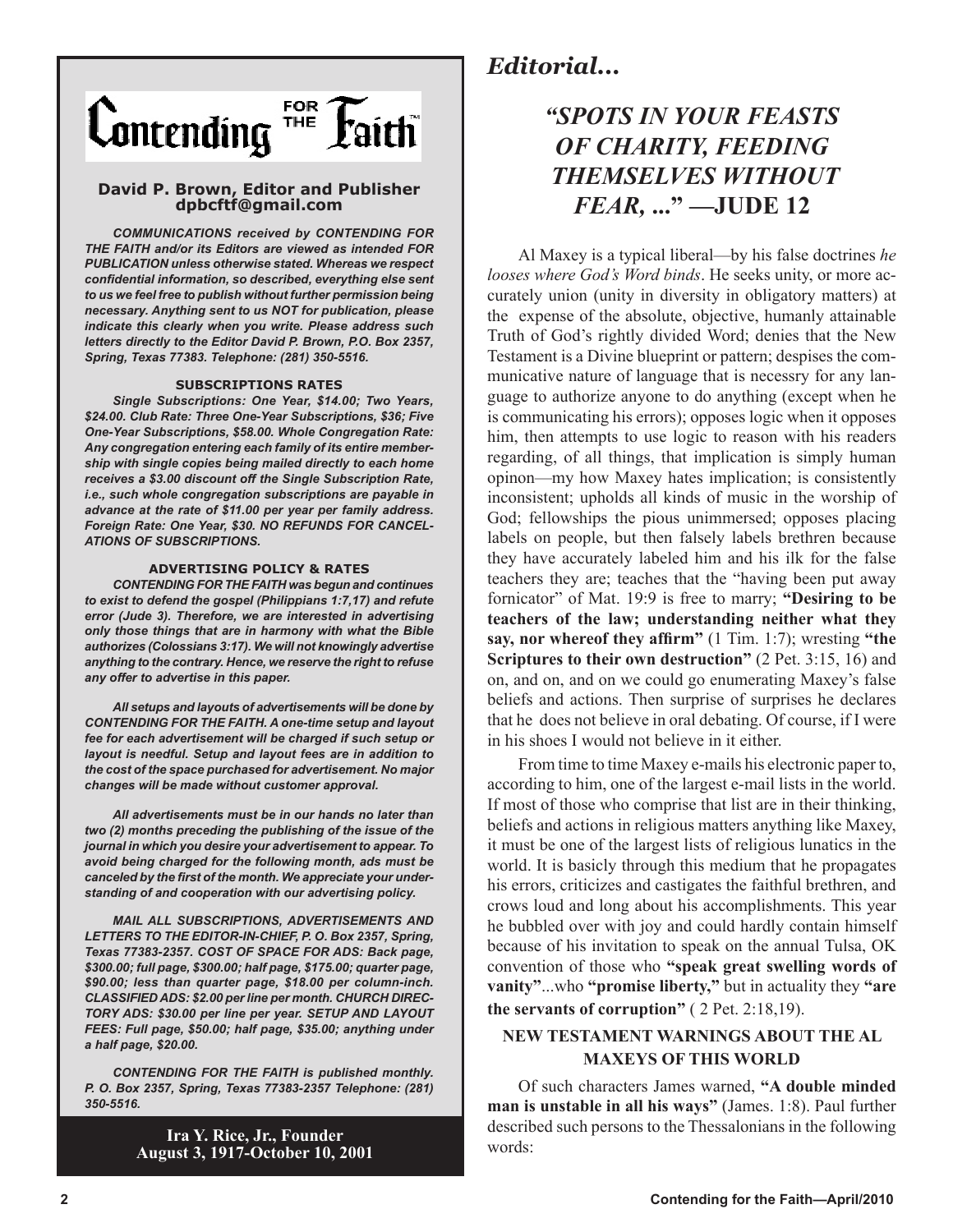# Contending FOR THE Faith™

**David P. Brown, Editor and Publisher**
**dpbcftf@gmail.com**

***COMMUNICATIONS received by CONTENDING FOR THE FAITH and/or its Editors are viewed as intended FOR PUBLICATION unless otherwise stated. Whereas we respect confidential information, so described, everything else sent to us we feel free to publish without further permission being necessary. Anything sent to us NOT for publication, please indicate this clearly when you write. Please address such letters directly to the Editor David P. Brown, P.O. Box 2357, Spring, Texas 77383. Telephone: (281) 350-5516.***

**SUBSCRIPTIONS RATES**

***Single Subscriptions: One Year, $14.00; Two Years, $24.00. Club Rate: Three One-Year Subscriptions, $36; Five One-Year Subscriptions, $58.00. Whole Congregation Rate: Any congregation entering each family of its entire membership with single copies being mailed directly to each home receives a $3.00 discount off the Single Subscription Rate, i.e., such whole congregation subscriptions are payable in advance at the rate of $11.00 per year per family address. Foreign Rate: One Year, $30. NO REFUNDS FOR CANCELLATIONS OF SUBSCRIPTIONS.***

**ADVERTISING POLICY & RATES**

***CONTENDING FOR THE FAITH was begun and continues to exist to defend the gospel (Philippians 1:7,17) and refute error (Jude 3). Therefore, we are interested in advertising only those things that are in harmony with what the Bible authorizes (Colossians 3:17). We will not knowingly advertise anything to the contrary. Hence, we reserve the right to refuse any offer to advertise in this paper.***

***All setups and layouts of advertisements will be done by CONTENDING FOR THE FAITH. A one-time setup and layout fee for each advertisement will be charged if such setup or layout is needful. Setup and layout fees are in addition to the cost of the space purchased for advertisement. No major changes will be made without customer approval.***

***All advertisements must be in our hands no later than two (2) months preceding the publishing of the issue of the journal in which you desire your advertisement to appear. To avoid being charged for the following month, ads must be canceled by the first of the month. We appreciate your understanding of and cooperation with our advertising policy.***

***MAIL ALL SUBSCRIPTIONS, ADVERTISEMENTS AND LETTERS TO THE EDITOR-IN-CHIEF, P. O. Box 2357, Spring, Texas 77383-2357. COST OF SPACE FOR ADS: Back page, $300.00; full page, $300.00; half page, $175.00; quarter page, $90.00; less than quarter page, $18.00 per column-inch. CLASSIFIED ADS: $2.00 per line per month. CHURCH DIRECTORY ADS: $30.00 per line per year. SETUP AND LAYOUT FEES: Full page, $50.00; half page, $35.00; anything under a half page, $20.00.***

***CONTENDING FOR THE FAITH is published monthly. P. O. Box 2357, Spring, Texas 77383-2357 Telephone: (281) 350-5516.***

**Ira Y. Rice, Jr., Founder**
**August 3, 1917-October 10, 2001**

## *Editorial...*

# *"SPOTS IN YOUR FEASTS OF CHARITY, FEEDING THEMSELVES WITHOUT FEAR, ..."* —JUDE 12

Al Maxey is a typical liberal—by his false doctrines *he looses where God's Word binds*. He seeks unity, or more accurately union (unity in diversity in obligatory matters) at the expense of the absolute, objective, humanly attainable Truth of God's rightly divided Word; denies that the New Testament is a Divine blueprint or pattern; despises the communicative nature of language that is necessry for any language to authorize anyone to do anything (except when he is communicating his errors); opposes logic when it opposes him, then attempts to use logic to reason with his readers regarding, of all things, that implication is simply human opinon—my how Maxey hates implication; is consistently inconsistent; upholds all kinds of music in the worship of God; fellowships the pious unimmersed; opposes placing labels on people, but then falsely labels brethren because they have accurately labeled him and his ilk for the false teachers they are; teaches that the "having been put away fornicator" of Mat. 19:9 is free to marry; **"Desiring to be teachers of the law; understanding neither what they say, nor whereof they affirm"** (1 Tim. 1:7); wresting **"the Scriptures to their own destruction"** (2 Pet. 3:15, 16) and on, and on, and on we could go enumerating Maxey's false beliefs and actions. Then surprise of surprises he declares that he does not believe in oral debating. Of course, if I were in his shoes I would not believe in it either.

From time to time Maxey e-mails his electronic paper to, according to him, one of the largest e-mail lists in the world. If most of those who comprise that list are in their thinking, beliefs and actions in religious matters anything like Maxey, it must be one of the largest lists of religious lunatics in the world. It is basicly through this medium that he propagates his errors, criticizes and castigates the faithful brethren, and crows loud and long about his accomplishments. This year he bubbled over with joy and could hardly contain himself because of his invitation to speak on the annual Tulsa, OK convention of those who **"speak great swelling words of vanity"**...who **"promise liberty,"** but in actuality they **"are the servants of corruption"** ( 2 Pet. 2:18,19).

### NEW TESTAMENT WARNINGS ABOUT THE AL MAXEYS OF THIS WORLD

Of such characters James warned, **"A double minded man is unstable in all his ways"** (James. 1:8). Paul further described such persons to the Thessalonians in the following words: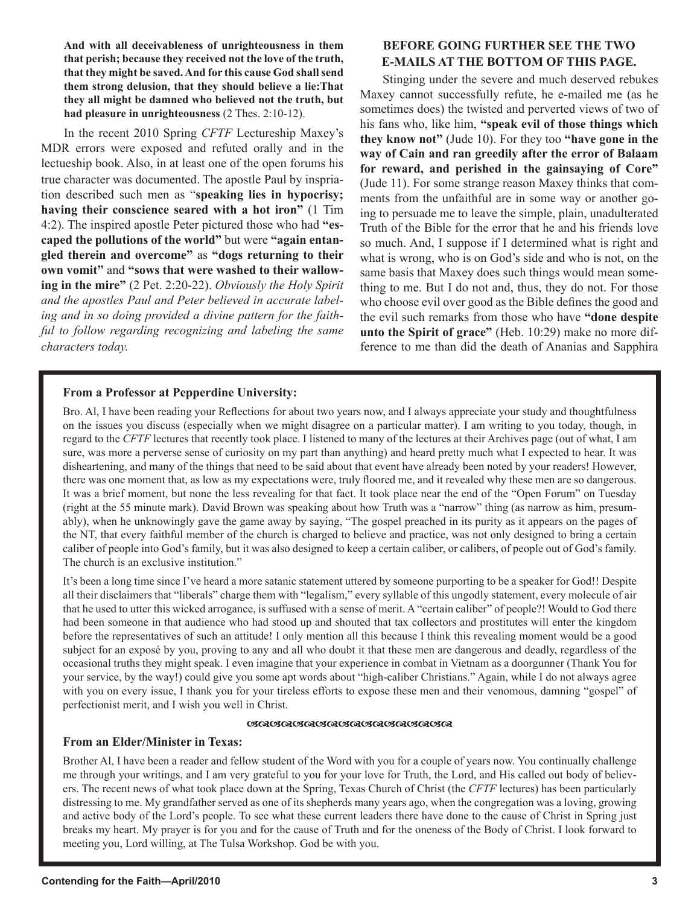**And with all deceivableness of unrighteousness in them that perish; because they received not the love of the truth, that they might be saved. And for this cause God shall send them strong delusion, that they should believe a lie:That they all might be damned who believed not the truth, but had pleasure in unrighteousness** (2 Thes. 2:10-12).

In the recent 2010 Spring *CFTF* Lectureship Maxey's MDR errors were exposed and refuted orally and in the lectueship book. Also, in at least one of the open forums his true character was documented. The apostle Paul by inspriation described such men as "**speaking lies in hypocrisy; having their conscience seared with a hot iron"** (1 Tim 4:2). The inspired apostle Peter pictured those who had **"escaped the pollutions of the world"** but were **"again entangled therein and overcome"** as **"dogs returning to their own vomit"** and **"sows that were washed to their wallowing in the mire"** (2 Pet. 2:20-22). *Obviously the Holy Spirit and the apostles Paul and Peter believed in accurate labeling and in so doing provided a divine pattern for the faithful to follow regarding recognizing and labeling the same characters today.*

**BEFORE GOING FURTHER SEE THE TWO E-MAILS AT THE BOTTOM OF THIS PAGE.**

Stinging under the severe and much deserved rebukes Maxey cannot successfully refute, he e-mailed me (as he sometimes does) the twisted and perverted views of two of his fans who, like him, **"speak evil of those things which they know not"** (Jude 10). For they too **"have gone in the way of Cain and ran greedily after the error of Balaam for reward, and perished in the gainsaying of Core"** (Jude 11). For some strange reason Maxey thinks that comments from the unfaithful are in some way or another going to persuade me to leave the simple, plain, unadulterated Truth of the Bible for the error that he and his friends love so much. And, I suppose if I determined what is right and what is wrong, who is on God's side and who is not, on the same basis that Maxey does such things would mean something to me. But I do not and, thus, they do not. For those who choose evil over good as the Bible defines the good and the evil such remarks from those who have **"done despite unto the Spirit of grace"** (Heb. 10:29) make no more difference to me than did the death of Ananias and Sapphira

**From a Professor at Pepperdine University:**

Bro. Al, I have been reading your Reflections for about two years now, and I always appreciate your study and thoughtfulness on the issues you discuss (especially when we might disagree on a particular matter). I am writing to you today, though, in regard to the *CFTF* lectures that recently took place. I listened to many of the lectures at their Archives page (out of what, I am sure, was more a perverse sense of curiosity on my part than anything) and heard pretty much what I expected to hear. It was disheartening, and many of the things that need to be said about that event have already been noted by your readers! However, there was one moment that, as low as my expectations were, truly floored me, and it revealed why these men are so dangerous. It was a brief moment, but none the less revealing for that fact. It took place near the end of the "Open Forum" on Tuesday (right at the 55 minute mark). David Brown was speaking about how Truth was a "narrow" thing (as narrow as him, presumably), when he unknowingly gave the game away by saying, "The gospel preached in its purity as it appears on the pages of the NT, that every faithful member of the church is charged to believe and practice, was not only designed to bring a certain caliber of people into God's family, but it was also designed to keep a certain caliber, or calibers, of people out of God's family. The church is an exclusive institution."

It's been a long time since I've heard a more satanic statement uttered by someone purporting to be a speaker for God!! Despite all their disclaimers that "liberals" charge them with "legalism," every syllable of this ungodly statement, every molecule of air that he used to utter this wicked arrogance, is suffused with a sense of merit. A "certain caliber" of people?! Would to God there had been someone in that audience who had stood up and shouted that tax collectors and prostitutes will enter the kingdom before the representatives of such an attitude! I only mention all this because I think this revealing moment would be a good subject for an exposé by you, proving to any and all who doubt it that these men are dangerous and deadly, regardless of the occasional truths they might speak. I even imagine that your experience in combat in Vietnam as a doorgunner (Thank You for your service, by the way!) could give you some apt words about "high-caliber Christians." Again, while I do not always agree with you on every issue, I thank you for your tireless efforts to expose these men and their venomous, damning "gospel" of perfectionist merit, and I wish you well in Christ.

**From an Elder/Minister in Texas:**

Brother Al, I have been a reader and fellow student of the Word with you for a couple of years now. You continually challenge me through your writings, and I am very grateful to you for your love for Truth, the Lord, and His called out body of believers. The recent news of what took place down at the Spring, Texas Church of Christ (the *CFTF* lectures) has been particularly distressing to me. My grandfather served as one of its shepherds many years ago, when the congregation was a loving, growing and active body of the Lord's people. To see what these current leaders there have done to the cause of Christ in Spring just breaks my heart. My prayer is for you and for the cause of Truth and for the oneness of the Body of Christ. I look forward to meeting you, Lord willing, at The Tulsa Workshop. God be with you.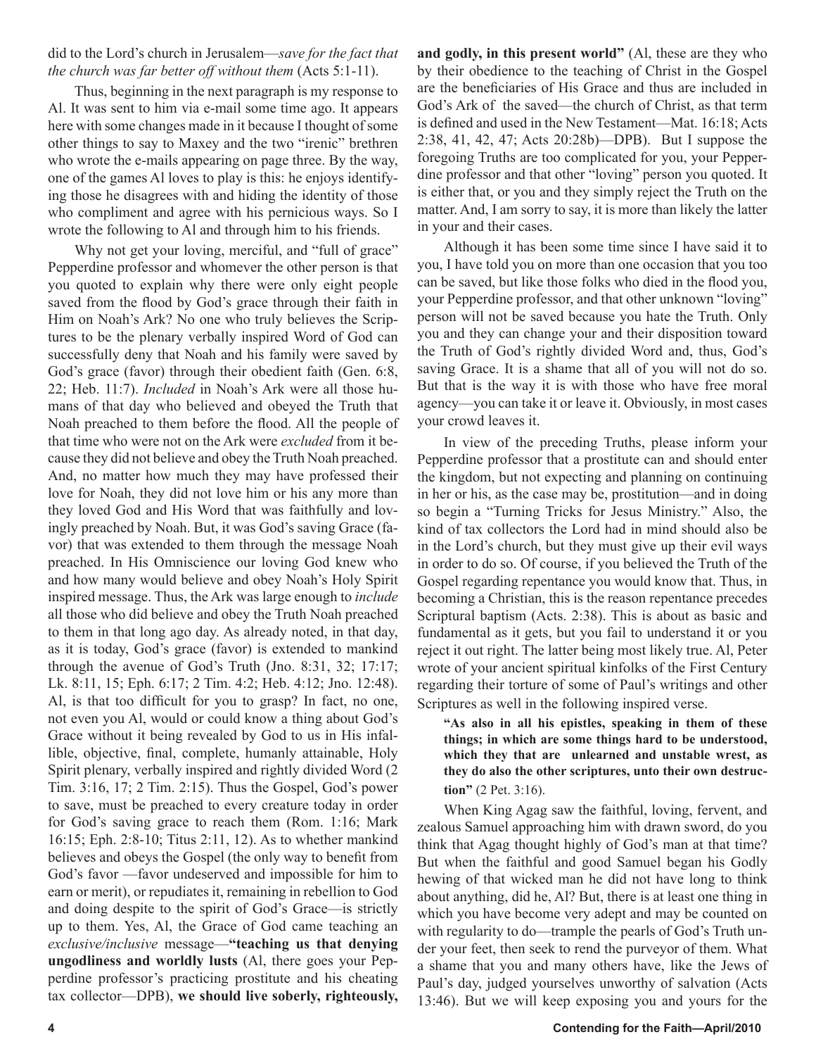did to the Lord's church in Jerusalem—*save for the fact that the church was far better off without them* (Acts 5:1-11).

Thus, beginning in the next paragraph is my response to Al. It was sent to him via e-mail some time ago. It appears here with some changes made in it because I thought of some other things to say to Maxey and the two "irenic" brethren who wrote the e-mails appearing on page three. By the way, one of the games Al loves to play is this: he enjoys identifying those he disagrees with and hiding the identity of those who compliment and agree with his pernicious ways. So I wrote the following to Al and through him to his friends.

Why not get your loving, merciful, and "full of grace" Pepperdine professor and whomever the other person is that you quoted to explain why there were only eight people saved from the flood by God's grace through their faith in Him on Noah's Ark? No one who truly believes the Scriptures to be the plenary verbally inspired Word of God can successfully deny that Noah and his family were saved by God's grace (favor) through their obedient faith (Gen. 6:8, 22; Heb. 11:7). *Included* in Noah's Ark were all those humans of that day who believed and obeyed the Truth that Noah preached to them before the flood. All the people of that time who were not on the Ark were *excluded* from it because they did not believe and obey the Truth Noah preached. And, no matter how much they may have professed their love for Noah, they did not love him or his any more than they loved God and His Word that was faithfully and lovingly preached by Noah. But, it was God's saving Grace (favor) that was extended to them through the message Noah preached. In His Omniscience our loving God knew who and how many would believe and obey Noah's Holy Spirit inspired message. Thus, the Ark was large enough to *include* all those who did believe and obey the Truth Noah preached to them in that long ago day. As already noted, in that day, as it is today, God's grace (favor) is extended to mankind through the avenue of God's Truth (Jno. 8:31, 32; 17:17; Lk. 8:11, 15; Eph. 6:17; 2 Tim. 4:2; Heb. 4:12; Jno. 12:48). Al, is that too difficult for you to grasp? In fact, no one, not even you Al, would or could know a thing about God's Grace without it being revealed by God to us in His infallible, objective, final, complete, humanly attainable, Holy Spirit plenary, verbally inspired and rightly divided Word (2 Tim. 3:16, 17; 2 Tim. 2:15). Thus the Gospel, God's power to save, must be preached to every creature today in order for God's saving grace to reach them (Rom. 1:16; Mark 16:15; Eph. 2:8-10; Titus 2:11, 12). As to whether mankind believes and obeys the Gospel (the only way to benefit from God's favor —favor undeserved and impossible for him to earn or merit), or repudiates it, remaining in rebellion to God and doing despite to the spirit of God's Grace—is strictly up to them. Yes, Al, the Grace of God came teaching an *exclusive/inclusive* message—**"teaching us that denying ungodliness and worldly lusts** (Al, there goes your Pepperdine professor's practicing prostitute and his cheating tax collector—DPB), **we should live soberly, righteously, and godly, in this present world"** (Al, these are they who by their obedience to the teaching of Christ in the Gospel are the beneficiaries of His Grace and thus are included in God's Ark of the saved—the church of Christ, as that term is defined and used in the New Testament—Mat. 16:18; Acts 2:38, 41, 42, 47; Acts 20:28b)—DPB). But I suppose the foregoing Truths are too complicated for you, your Pepperdine professor and that other "loving" person you quoted. It is either that, or you and they simply reject the Truth on the matter. And, I am sorry to say, it is more than likely the latter in your and their cases.

Although it has been some time since I have said it to you, I have told you on more than one occasion that you too can be saved, but like those folks who died in the flood you, your Pepperdine professor, and that other unknown "loving" person will not be saved because you hate the Truth. Only you and they can change your and their disposition toward the Truth of God's rightly divided Word and, thus, God's saving Grace. It is a shame that all of you will not do so. But that is the way it is with those who have free moral agency—you can take it or leave it. Obviously, in most cases your crowd leaves it.

In view of the preceding Truths, please inform your Pepperdine professor that a prostitute can and should enter the kingdom, but not expecting and planning on continuing in her or his, as the case may be, prostitution—and in doing so begin a "Turning Tricks for Jesus Ministry." Also, the kind of tax collectors the Lord had in mind should also be in the Lord's church, but they must give up their evil ways in order to do so. Of course, if you believed the Truth of the Gospel regarding repentance you would know that. Thus, in becoming a Christian, this is the reason repentance precedes Scriptural baptism (Acts. 2:38). This is about as basic and fundamental as it gets, but you fail to understand it or you reject it out right. The latter being most likely true. Al, Peter wrote of your ancient spiritual kinfolks of the First Century regarding their torture of some of Paul's writings and other Scriptures as well in the following inspired verse.

> **"As also in all his epistles, speaking in them of these things; in which are some things hard to be understood, which they that are unlearned and unstable wrest, as they do also the other scriptures, unto their own destruction"** (2 Pet. 3:16).

When King Agag saw the faithful, loving, fervent, and zealous Samuel approaching him with drawn sword, do you think that Agag thought highly of God's man at that time? But when the faithful and good Samuel began his Godly hewing of that wicked man he did not have long to think about anything, did he, Al? But, there is at least one thing in which you have become very adept and may be counted on with regularity to do—trample the pearls of God's Truth under your feet, then seek to rend the purveyor of them. What a shame that you and many others have, like the Jews of Paul's day, judged yourselves unworthy of salvation (Acts 13:46). But we will keep exposing you and yours for the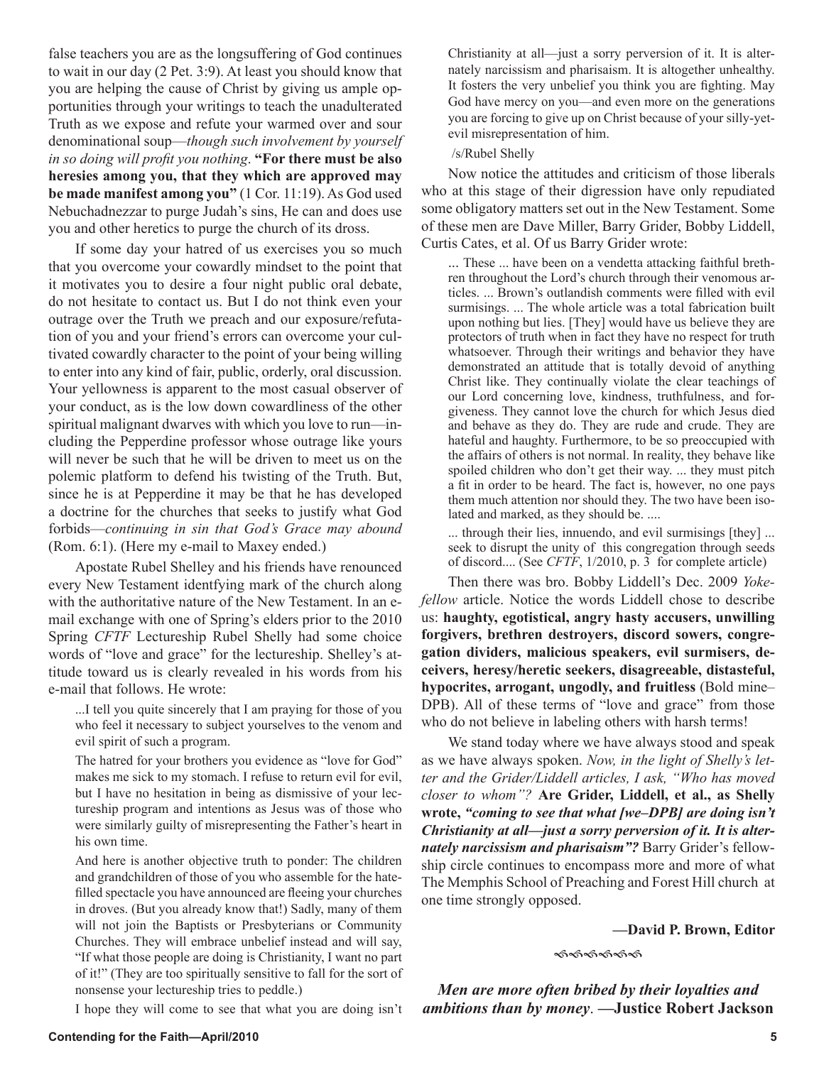false teachers you are as the longsuffering of God continues to wait in our day (2 Pet. 3:9). At least you should know that you are helping the cause of Christ by giving us ample opportunities through your writings to teach the unadulterated Truth as we expose and refute your warmed over and sour denominational soup—*though such involvement by yourself in so doing will profit you nothing*. **"For there must be also heresies among you, that they which are approved may be made manifest among you"** (1 Cor. 11:19). As God used Nebuchadnezzar to purge Judah's sins, He can and does use you and other heretics to purge the church of its dross.

If some day your hatred of us exercises you so much that you overcome your cowardly mindset to the point that it motivates you to desire a four night public oral debate, do not hesitate to contact us. But I do not think even your outrage over the Truth we preach and our exposure/refutation of you and your friend's errors can overcome your cultivated cowardly character to the point of your being willing to enter into any kind of fair, public, orderly, oral discussion. Your yellowness is apparent to the most casual observer of your conduct, as is the low down cowardliness of the other spiritual malignant dwarves with which you love to run—including the Pepperdine professor whose outrage like yours will never be such that he will be driven to meet us on the polemic platform to defend his twisting of the Truth. But, since he is at Pepperdine it may be that he has developed a doctrine for the churches that seeks to justify what God forbids—*continuing in sin that God's Grace may abound* (Rom. 6:1). (Here my e-mail to Maxey ended.)

Apostate Rubel Shelley and his friends have renounced every New Testament identfying mark of the church along with the authoritative nature of the New Testament. In an e-mail exchange with one of Spring's elders prior to the 2010 Spring *CFTF* Lectureship Rubel Shelly had some choice words of "love and grace" for the lectureship. Shelley's attitude toward us is clearly revealed in his words from his e-mail that follows. He wrote:

> ...I tell you quite sincerely that I am praying for those of you who feel it necessary to subject yourselves to the venom and evil spirit of such a program.
>
> The hatred for your brothers you evidence as "love for God" makes me sick to my stomach. I refuse to return evil for evil, but I have no hesitation in being as dismissive of your lectureship program and intentions as Jesus was of those who were similarly guilty of misrepresenting the Father's heart in his own time.
>
> And here is another objective truth to ponder: The children and grandchildren of those of you who assemble for the hate-filled spectacle you have announced are fleeing your churches in droves. (But you already know that!) Sadly, many of them will not join the Baptists or Presbyterians or Community Churches. They will embrace unbelief instead and will say, "If what those people are doing is Christianity, I want no part of it!" (They are too spiritually sensitive to fall for the sort of nonsense your lectureship tries to peddle.)
>
> I hope they will come to see that what you are doing isn't Christianity at all—just a sorry perversion of it. It is alternately narcissism and pharisaism. It is altogether unhealthy. It fosters the very unbelief you think you are fighting. May God have mercy on you—and even more on the generations you are forcing to give up on Christ because of your silly-yet-evil misrepresentation of him.
>
> /s/Rubel Shelly

Now notice the attitudes and criticism of those liberals who at this stage of their digression have only repudiated some obligatory matters set out in the New Testament. Some of these men are Dave Miller, Barry Grider, Bobby Liddell, Curtis Cates, et al. Of us Barry Grider wrote:

> ... These ... have been on a vendetta attacking faithful brethren throughout the Lord's church through their venomous articles. ... Brown's outlandish comments were filled with evil surmisings. ... The whole article was a total fabrication built upon nothing but lies. [They] would have us believe they are protectors of truth when in fact they have no respect for truth whatsoever. Through their writings and behavior they have demonstrated an attitude that is totally devoid of anything Christ like. They continually violate the clear teachings of our Lord concerning love, kindness, truthfulness, and forgiveness. They cannot love the church for which Jesus died and behave as they do. They are rude and crude. They are hateful and haughty. Furthermore, to be so preoccupied with the affairs of others is not normal. In reality, they behave like spoiled children who don't get their way. ... they must pitch a fit in order to be heard. The fact is, however, no one pays them much attention nor should they. The two have been isolated and marked, as they should be. ....
>
> ... through their lies, innuendo, and evil surmisings [they] ... seek to disrupt the unity of this congregation through seeds of discord.... (See *CFTF*, 1/2010, p. 3 for complete article)

Then there was bro. Bobby Liddell's Dec. 2009 *Yokefellow* article. Notice the words Liddell chose to describe us: **haughty, egotistical, angry hasty accusers, unwilling forgivers, brethren destroyers, discord sowers, congregation dividers, malicious speakers, evil surmisers, deceivers, heresy/heretic seekers, disagreeable, distasteful, hypocrites, arrogant, ungodly, and fruitless** (Bold mine–DPB). All of these terms of "love and grace" from those who do not believe in labeling others with harsh terms!

We stand today where we have always stood and speak as we have always spoken. *Now, in the light of Shelly's letter and the Grider/Liddell articles, I ask, "Who has moved closer to whom"?* **Are Grider, Liddell, et al., as Shelly wrote, *"coming to see that what [we–DPB] are doing isn't Christianity at all—just a sorry perversion of it. It is alternately narcissism and pharisaism"?*** Barry Grider's fellowship circle continues to encompass more and more of what The Memphis School of Preaching and Forest Hill church at one time strongly opposed.

**—David P. Brown, Editor**

***Men are more often bribed by their loyalties and ambitions than by money*. —Justice Robert Jackson**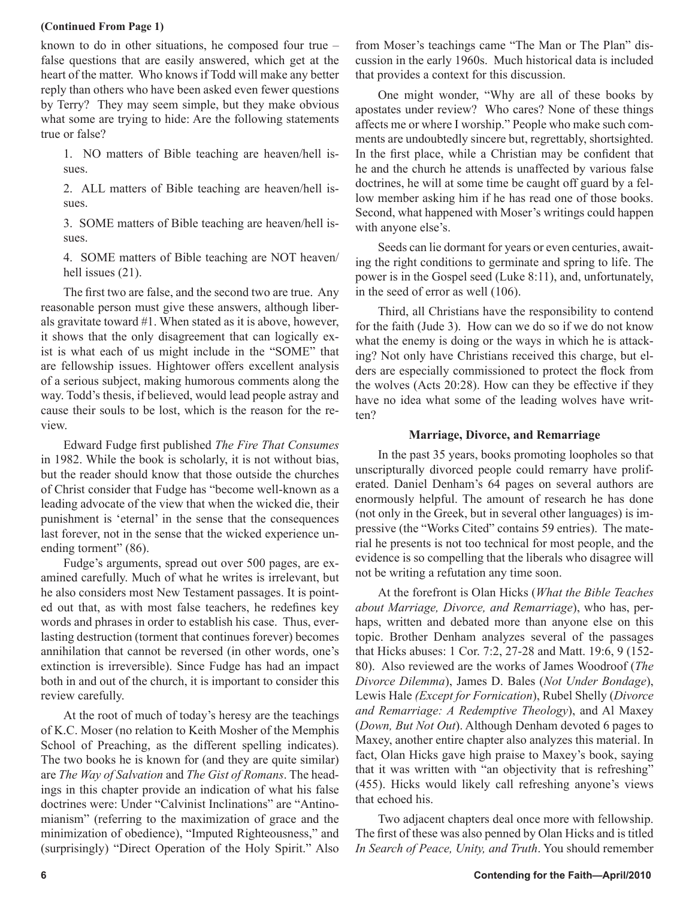**(Continued From Page 1)**

known to do in other situations, he composed four true – false questions that are easily answered, which get at the heart of the matter. Who knows if Todd will make any better reply than others who have been asked even fewer questions by Terry? They may seem simple, but they make obvious what some are trying to hide: Are the following statements true or false?

1. NO matters of Bible teaching are heaven/hell issues.

2. ALL matters of Bible teaching are heaven/hell issues.

3. SOME matters of Bible teaching are heaven/hell issues.

4. SOME matters of Bible teaching are NOT heaven/hell issues (21).

The first two are false, and the second two are true. Any reasonable person must give these answers, although liberals gravitate toward #1. When stated as it is above, however, it shows that the only disagreement that can logically exist is what each of us might include in the "SOME" that are fellowship issues. Hightower offers excellent analysis of a serious subject, making humorous comments along the way. Todd's thesis, if believed, would lead people astray and cause their souls to be lost, which is the reason for the review.

Edward Fudge first published *The Fire That Consumes* in 1982. While the book is scholarly, it is not without bias, but the reader should know that those outside the churches of Christ consider that Fudge has "become well-known as a leading advocate of the view that when the wicked die, their punishment is 'eternal' in the sense that the consequences last forever, not in the sense that the wicked experience unending torment" (86).

Fudge's arguments, spread out over 500 pages, are examined carefully. Much of what he writes is irrelevant, but he also considers most New Testament passages. It is pointed out that, as with most false teachers, he redefines key words and phrases in order to establish his case. Thus, everlasting destruction (torment that continues forever) becomes annihilation that cannot be reversed (in other words, one's extinction is irreversible). Since Fudge has had an impact both in and out of the church, it is important to consider this review carefully.

At the root of much of today's heresy are the teachings of K.C. Moser (no relation to Keith Mosher of the Memphis School of Preaching, as the different spelling indicates). The two books he is known for (and they are quite similar) are *The Way of Salvation* and *The Gist of Romans*. The headings in this chapter provide an indication of what his false doctrines were: Under "Calvinist Inclinations" are "Antinomianism" (referring to the maximization of grace and the minimization of obedience), "Imputed Righteousness," and (surprisingly) "Direct Operation of the Holy Spirit." Also from Moser's teachings came "The Man or The Plan" discussion in the early 1960s. Much historical data is included that provides a context for this discussion.

One might wonder, "Why are all of these books by apostates under review? Who cares? None of these things affects me or where I worship." People who make such comments are undoubtedly sincere but, regrettably, shortsighted. In the first place, while a Christian may be confident that he and the church he attends is unaffected by various false doctrines, he will at some time be caught off guard by a fellow member asking him if he has read one of those books. Second, what happened with Moser's writings could happen with anyone else's.

Seeds can lie dormant for years or even centuries, awaiting the right conditions to germinate and spring to life. The power is in the Gospel seed (Luke 8:11), and, unfortunately, in the seed of error as well (106).

Third, all Christians have the responsibility to contend for the faith (Jude 3). How can we do so if we do not know what the enemy is doing or the ways in which he is attacking? Not only have Christians received this charge, but elders are especially commissioned to protect the flock from the wolves (Acts 20:28). How can they be effective if they have no idea what some of the leading wolves have written?

**Marriage, Divorce, and Remarriage**

In the past 35 years, books promoting loopholes so that unscripturally divorced people could remarry have proliferated. Daniel Denham's 64 pages on several authors are enormously helpful. The amount of research he has done (not only in the Greek, but in several other languages) is impressive (the "Works Cited" contains 59 entries). The material he presents is not too technical for most people, and the evidence is so compelling that the liberals who disagree will not be writing a refutation any time soon.

At the forefront is Olan Hicks (*What the Bible Teaches about Marriage, Divorce, and Remarriage*), who has, perhaps, written and debated more than anyone else on this topic. Brother Denham analyzes several of the passages that Hicks abuses: 1 Cor. 7:2, 27-28 and Matt. 19:6, 9 (152-80). Also reviewed are the works of James Woodroof (*The Divorce Dilemma*), James D. Bales (*Not Under Bondage*), Lewis Hale *(Except for Fornication*), Rubel Shelly (*Divorce and Remarriage: A Redemptive Theology*), and Al Maxey (*Down, But Not Out*). Although Denham devoted 6 pages to Maxey, another entire chapter also analyzes this material. In fact, Olan Hicks gave high praise to Maxey's book, saying that it was written with "an objectivity that is refreshing" (455). Hicks would likely call refreshing anyone's views that echoed his.

Two adjacent chapters deal once more with fellowship. The first of these was also penned by Olan Hicks and is titled *In Search of Peace, Unity, and Truth*. You should remember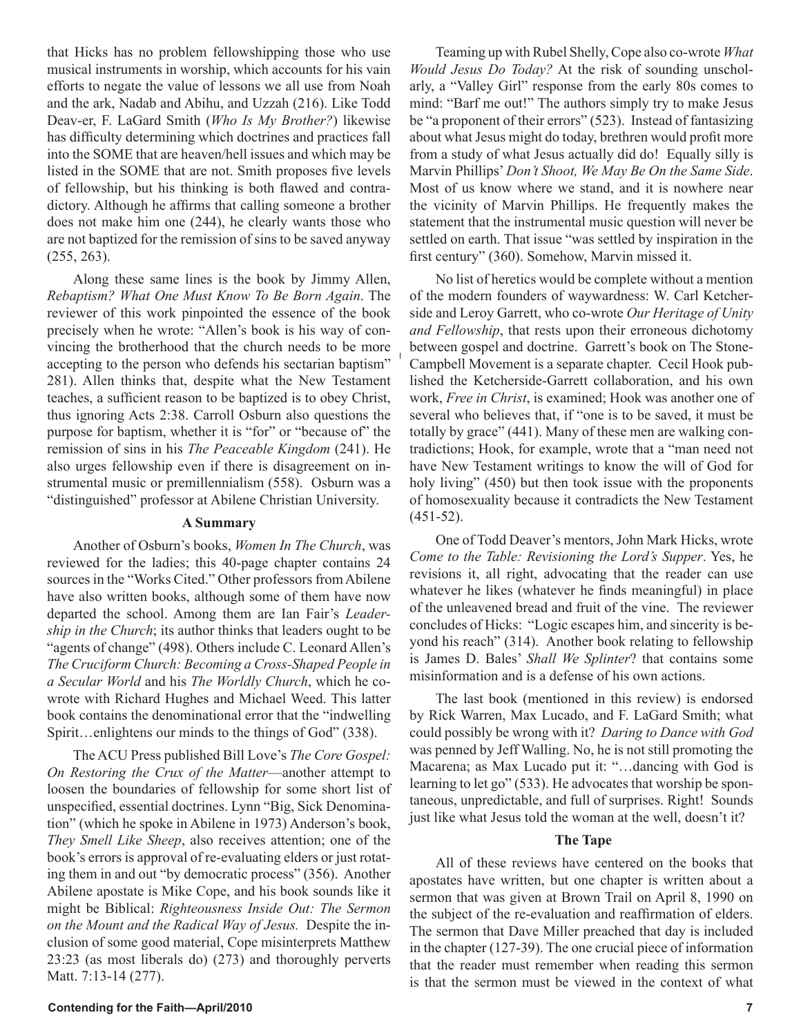that Hicks has no problem fellowshipping those who use musical instruments in worship, which accounts for his vain efforts to negate the value of lessons we all use from Noah and the ark, Nadab and Abihu, and Uzzah (216). Like Todd Deav-er, F. LaGard Smith (*Who Is My Brother?*) likewise has difficulty determining which doctrines and practices fall into the SOME that are heaven/hell issues and which may be listed in the SOME that are not. Smith proposes five levels of fellowship, but his thinking is both flawed and contradictory. Although he affirms that calling someone a brother does not make him one (244), he clearly wants those who are not baptized for the remission of sins to be saved anyway (255, 263).

Along these same lines is the book by Jimmy Allen, *Rebaptism? What One Must Know To Be Born Again*. The reviewer of this work pinpointed the essence of the book precisely when he wrote: "Allen's book is his way of convincing the brotherhood that the church needs to be more accepting to the person who defends his sectarian baptism" 281). Allen thinks that, despite what the New Testament teaches, a sufficient reason to be baptized is to obey Christ, thus ignoring Acts 2:38. Carroll Osburn also questions the purpose for baptism, whether it is "for" or "because of" the remission of sins in his *The Peaceable Kingdom* (241). He also urges fellowship even if there is disagreement on instrumental music or premillennialism (558). Osburn was a "distinguished" professor at Abilene Christian University.

**A Summary**

Another of Osburn's books, *Women In The Church*, was reviewed for the ladies; this 40-page chapter contains 24 sources in the "Works Cited." Other professors from Abilene have also written books, although some of them have now departed the school. Among them are Ian Fair's *Leadership in the Church*; its author thinks that leaders ought to be "agents of change" (498). Others include C. Leonard Allen's *The Cruciform Church: Becoming a Cross-Shaped People in a Secular World* and his *The Worldly Church*, which he co-wrote with Richard Hughes and Michael Weed. This latter book contains the denominational error that the "indwelling Spirit…enlightens our minds to the things of God" (338).

The ACU Press published Bill Love's *The Core Gospel: On Restoring the Crux of the Matter*—another attempt to loosen the boundaries of fellowship for some short list of unspecified, essential doctrines. Lynn "Big, Sick Denomination" (which he spoke in Abilene in 1973) Anderson's book, *They Smell Like Sheep*, also receives attention; one of the book's errors is approval of re-evaluating elders or just rotating them in and out "by democratic process" (356). Another Abilene apostate is Mike Cope, and his book sounds like it might be Biblical: *Righteousness Inside Out: The Sermon on the Mount and the Radical Way of Jesus.* Despite the inclusion of some good material, Cope misinterprets Matthew 23:23 (as most liberals do) (273) and thoroughly perverts Matt. 7:13-14 (277).

Teaming up with Rubel Shelly, Cope also co-wrote *What Would Jesus Do Today?* At the risk of sounding unscholarly, a "Valley Girl" response from the early 80s comes to mind: "Barf me out!" The authors simply try to make Jesus be "a proponent of their errors" (523). Instead of fantasizing about what Jesus might do today, brethren would profit more from a study of what Jesus actually did do! Equally silly is Marvin Phillips' *Don't Shoot, We May Be On the Same Side*. Most of us know where we stand, and it is nowhere near the vicinity of Marvin Phillips. He frequently makes the statement that the instrumental music question will never be settled on earth. That issue "was settled by inspiration in the first century" (360). Somehow, Marvin missed it.

No list of heretics would be complete without a mention of the modern founders of waywardness: W. Carl Ketcherside and Leroy Garrett, who co-wrote *Our Heritage of Unity and Fellowship*, that rests upon their erroneous dichotomy between gospel and doctrine. Garrett's book on The Stone-Campbell Movement is a separate chapter. Cecil Hook published the Ketcherside-Garrett collaboration, and his own work, *Free in Christ*, is examined; Hook was another one of several who believes that, if "one is to be saved, it must be totally by grace" (441). Many of these men are walking contradictions; Hook, for example, wrote that a "man need not have New Testament writings to know the will of God for holy living" (450) but then took issue with the proponents of homosexuality because it contradicts the New Testament (451-52).

One of Todd Deaver's mentors, John Mark Hicks, wrote *Come to the Table: Revisioning the Lord's Supper*. Yes, he revisions it, all right, advocating that the reader can use whatever he likes (whatever he finds meaningful) in place of the unleavened bread and fruit of the vine. The reviewer concludes of Hicks: "Logic escapes him, and sincerity is beyond his reach" (314). Another book relating to fellowship is James D. Bales' *Shall We Splinter*? that contains some misinformation and is a defense of his own actions.

The last book (mentioned in this review) is endorsed by Rick Warren, Max Lucado, and F. LaGard Smith; what could possibly be wrong with it? *Daring to Dance with God* was penned by Jeff Walling. No, he is not still promoting the Macarena; as Max Lucado put it: "…dancing with God is learning to let go" (533). He advocates that worship be spontaneous, unpredictable, and full of surprises. Right! Sounds just like what Jesus told the woman at the well, doesn't it?

**The Tape**

All of these reviews have centered on the books that apostates have written, but one chapter is written about a sermon that was given at Brown Trail on April 8, 1990 on the subject of the re-evaluation and reaffirmation of elders. The sermon that Dave Miller preached that day is included in the chapter (127-39). The one crucial piece of information that the reader must remember when reading this sermon is that the sermon must be viewed in the context of what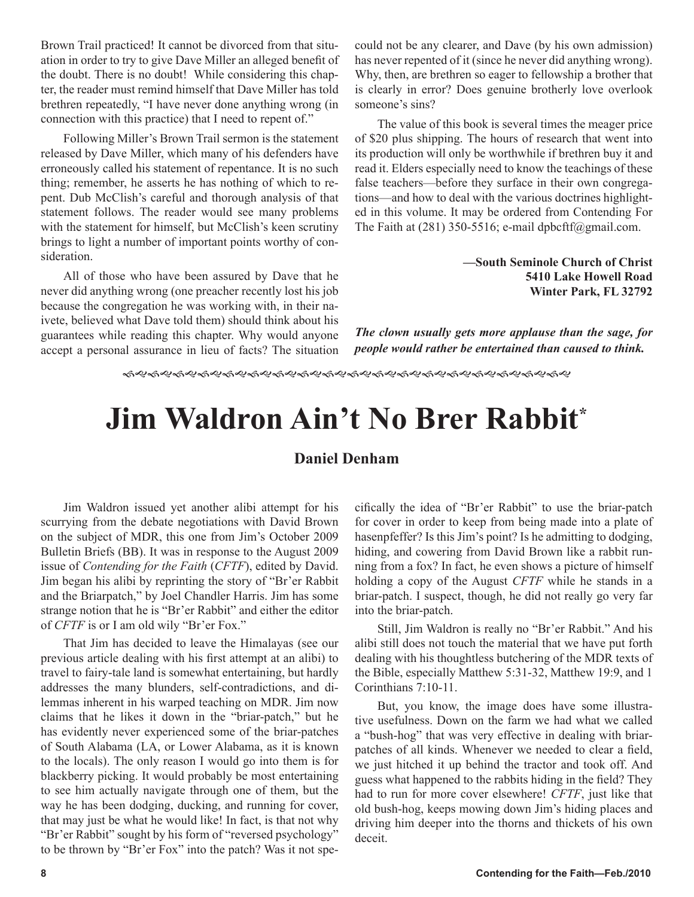Brown Trail practiced! It cannot be divorced from that situation in order to try to give Dave Miller an alleged benefit of the doubt. There is no doubt! While considering this chapter, the reader must remind himself that Dave Miller has told brethren repeatedly, "I have never done anything wrong (in connection with this practice) that I need to repent of."

Following Miller's Brown Trail sermon is the statement released by Dave Miller, which many of his defenders have erroneously called his statement of repentance. It is no such thing; remember, he asserts he has nothing of which to repent. Dub McClish's careful and thorough analysis of that statement follows. The reader would see many problems with the statement for himself, but McClish's keen scrutiny brings to light a number of important points worthy of consideration.

All of those who have been assured by Dave that he never did anything wrong (one preacher recently lost his job because the congregation he was working with, in their naivete, believed what Dave told them) should think about his guarantees while reading this chapter. Why would anyone accept a personal assurance in lieu of facts? The situation could not be any clearer, and Dave (by his own admission) has never repented of it (since he never did anything wrong). Why, then, are brethren so eager to fellowship a brother that is clearly in error? Does genuine brotherly love overlook someone's sins?

The value of this book is several times the meager price of $20 plus shipping. The hours of research that went into its production will only be worthwhile if brethren buy it and read it. Elders especially need to know the teachings of these false teachers—before they surface in their own congregations—and how to deal with the various doctrines highlighted in this volume. It may be ordered from Contending For The Faith at (281) 350-5516; e-mail dpbcftf@gmail.com.

**—South Seminole Church of Christ**
**5410 Lake Howell Road**
**Winter Park, FL 32792**

***The clown usually gets more applause than the sage, for people would rather be entertained than caused to think.***

# Jim Waldron Ain't No Brer Rabbit*

**Daniel Denham**

Jim Waldron issued yet another alibi attempt for his scurrying from the debate negotiations with David Brown on the subject of MDR, this one from Jim's October 2009 Bulletin Briefs (BB). It was in response to the August 2009 issue of *Contending for the Faith* (*CFTF*), edited by David. Jim began his alibi by reprinting the story of "Br'er Rabbit and the Briarpatch," by Joel Chandler Harris. Jim has some strange notion that he is "Br'er Rabbit" and either the editor of *CFTF* is or I am old wily "Br'er Fox."

That Jim has decided to leave the Himalayas (see our previous article dealing with his first attempt at an alibi) to travel to fairy-tale land is somewhat entertaining, but hardly addresses the many blunders, self-contradictions, and dilemmas inherent in his warped teaching on MDR. Jim now claims that he likes it down in the "briar-patch," but he has evidently never experienced some of the briar-patches of South Alabama (LA, or Lower Alabama, as it is known to the locals). The only reason I would go into them is for blackberry picking. It would probably be most entertaining to see him actually navigate through one of them, but the way he has been dodging, ducking, and running for cover, that may just be what he would like! In fact, is that not why "Br'er Rabbit" sought by his form of "reversed psychology" to be thrown by "Br'er Fox" into the patch? Was it not specifically the idea of "Br'er Rabbit" to use the briar-patch for cover in order to keep from being made into a plate of hasenpfeffer? Is this Jim's point? Is he admitting to dodging, hiding, and cowering from David Brown like a rabbit running from a fox? In fact, he even shows a picture of himself holding a copy of the August *CFTF* while he stands in a briar-patch. I suspect, though, he did not really go very far into the briar-patch.

Still, Jim Waldron is really no "Br'er Rabbit." And his alibi still does not touch the material that we have put forth dealing with his thoughtless butchering of the MDR texts of the Bible, especially Matthew 5:31-32, Matthew 19:9, and 1 Corinthians 7:10-11.

But, you know, the image does have some illustrative usefulness. Down on the farm we had what we called a "bush-hog" that was very effective in dealing with briar-patches of all kinds. Whenever we needed to clear a field, we just hitched it up behind the tractor and took off. And guess what happened to the rabbits hiding in the field? They had to run for more cover elsewhere! *CFTF*, just like that old bush-hog, keeps mowing down Jim's hiding places and driving him deeper into the thorns and thickets of his own deceit.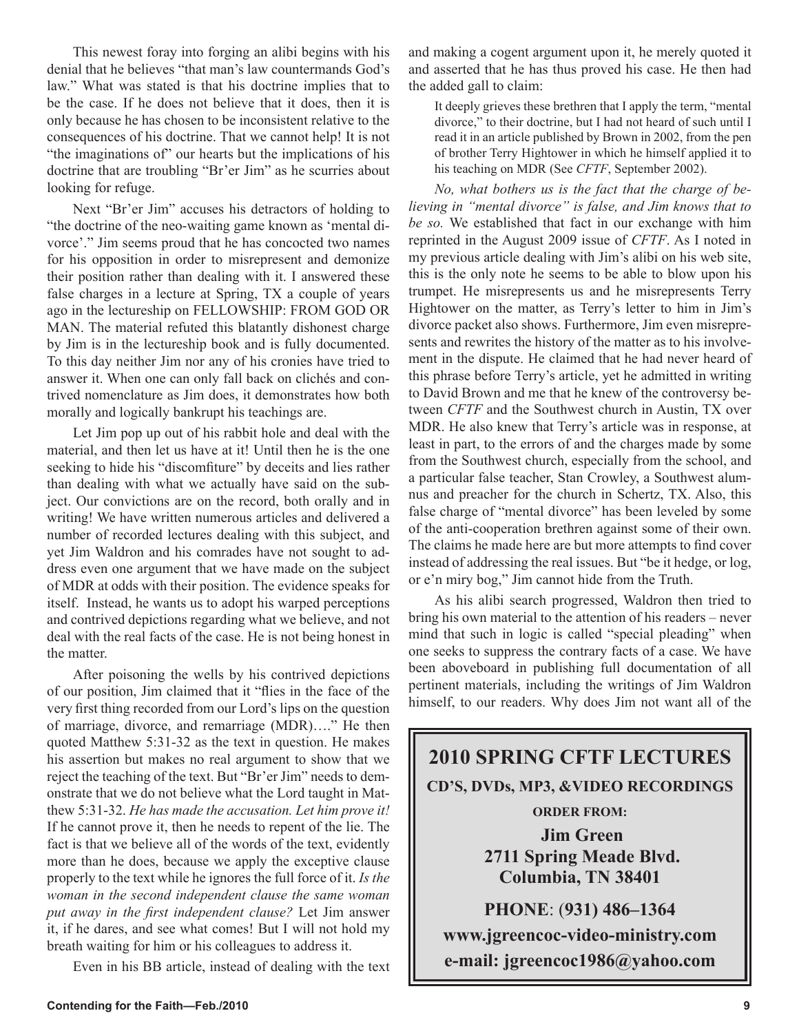This newest foray into forging an alibi begins with his denial that he believes "that man's law countermands God's law." What was stated is that his doctrine implies that to be the case. If he does not believe that it does, then it is only because he has chosen to be inconsistent relative to the consequences of his doctrine. That we cannot help! It is not "the imaginations of" our hearts but the implications of his doctrine that are troubling "Br'er Jim" as he scurries about looking for refuge.

Next "Br'er Jim" accuses his detractors of holding to "the doctrine of the neo-waiting game known as 'mental divorce'." Jim seems proud that he has concocted two names for his opposition in order to misrepresent and demonize their position rather than dealing with it. I answered these false charges in a lecture at Spring, TX a couple of years ago in the lectureship on FELLOWSHIP: FROM GOD OR MAN. The material refuted this blatantly dishonest charge by Jim is in the lectureship book and is fully documented. To this day neither Jim nor any of his cronies have tried to answer it. When one can only fall back on clichés and contrived nomenclature as Jim does, it demonstrates how both morally and logically bankrupt his teachings are.

Let Jim pop up out of his rabbit hole and deal with the material, and then let us have at it! Until then he is the one seeking to hide his "discomfiture" by deceits and lies rather than dealing with what we actually have said on the subject. Our convictions are on the record, both orally and in writing! We have written numerous articles and delivered a number of recorded lectures dealing with this subject, and yet Jim Waldron and his comrades have not sought to address even one argument that we have made on the subject of MDR at odds with their position. The evidence speaks for itself. Instead, he wants us to adopt his warped perceptions and contrived depictions regarding what we believe, and not deal with the real facts of the case. He is not being honest in the matter.

After poisoning the wells by his contrived depictions of our position, Jim claimed that it "flies in the face of the very first thing recorded from our Lord's lips on the question of marriage, divorce, and remarriage (MDR)…." He then quoted Matthew 5:31-32 as the text in question. He makes his assertion but makes no real argument to show that we reject the teaching of the text. But "Br'er Jim" needs to demonstrate that we do not believe what the Lord taught in Matthew 5:31-32. *He has made the accusation. Let him prove it!* If he cannot prove it, then he needs to repent of the lie. The fact is that we believe all of the words of the text, evidently more than he does, because we apply the exceptive clause properly to the text while he ignores the full force of it. *Is the woman in the second independent clause the same woman put away in the first independent clause?* Let Jim answer it, if he dares, and see what comes! But I will not hold my breath waiting for him or his colleagues to address it.

Even in his BB article, instead of dealing with the text and making a cogent argument upon it, he merely quoted it and asserted that he has thus proved his case. He then had the added gall to claim:

> It deeply grieves these brethren that I apply the term, "mental divorce," to their doctrine, but I had not heard of such until I read it in an article published by Brown in 2002, from the pen of brother Terry Hightower in which he himself applied it to his teaching on MDR (See *CFTF*, September 2002).

*No, what bothers us is the fact that the charge of believing in "mental divorce" is false, and Jim knows that to be so.* We established that fact in our exchange with him reprinted in the August 2009 issue of *CFTF*. As I noted in my previous article dealing with Jim's alibi on his web site, this is the only note he seems to be able to blow upon his trumpet. He misrepresents us and he misrepresents Terry Hightower on the matter, as Terry's letter to him in Jim's divorce packet also shows. Furthermore, Jim even misrepresents and rewrites the history of the matter as to his involvement in the dispute. He claimed that he had never heard of this phrase before Terry's article, yet he admitted in writing to David Brown and me that he knew of the controversy between *CFTF* and the Southwest church in Austin, TX over MDR. He also knew that Terry's article was in response, at least in part, to the errors of and the charges made by some from the Southwest church, especially from the school, and a particular false teacher, Stan Crowley, a Southwest alumnus and preacher for the church in Schertz, TX. Also, this false charge of "mental divorce" has been leveled by some of the anti-cooperation brethren against some of their own. The claims he made here are but more attempts to find cover instead of addressing the real issues. But "be it hedge, or log, or e'n miry bog," Jim cannot hide from the Truth.

As his alibi search progressed, Waldron then tried to bring his own material to the attention of his readers – never mind that such in logic is called "special pleading" when one seeks to suppress the contrary facts of a case. We have been aboveboard in publishing full documentation of all pertinent materials, including the writings of Jim Waldron himself, to our readers. Why does Jim not want all of the

---

**2010 SPRING CFTF LECTURES**

**CD'S, DVDs, MP3, &VIDEO RECORDINGS**

**ORDER FROM:**

**Jim Green**
**2711 Spring Meade Blvd.**
**Columbia, TN 38401**

**PHONE: (931) 486–1364**

**www.jgreencoc-video-ministry.com**

**e-mail: jgreencoc1986@yahoo.com**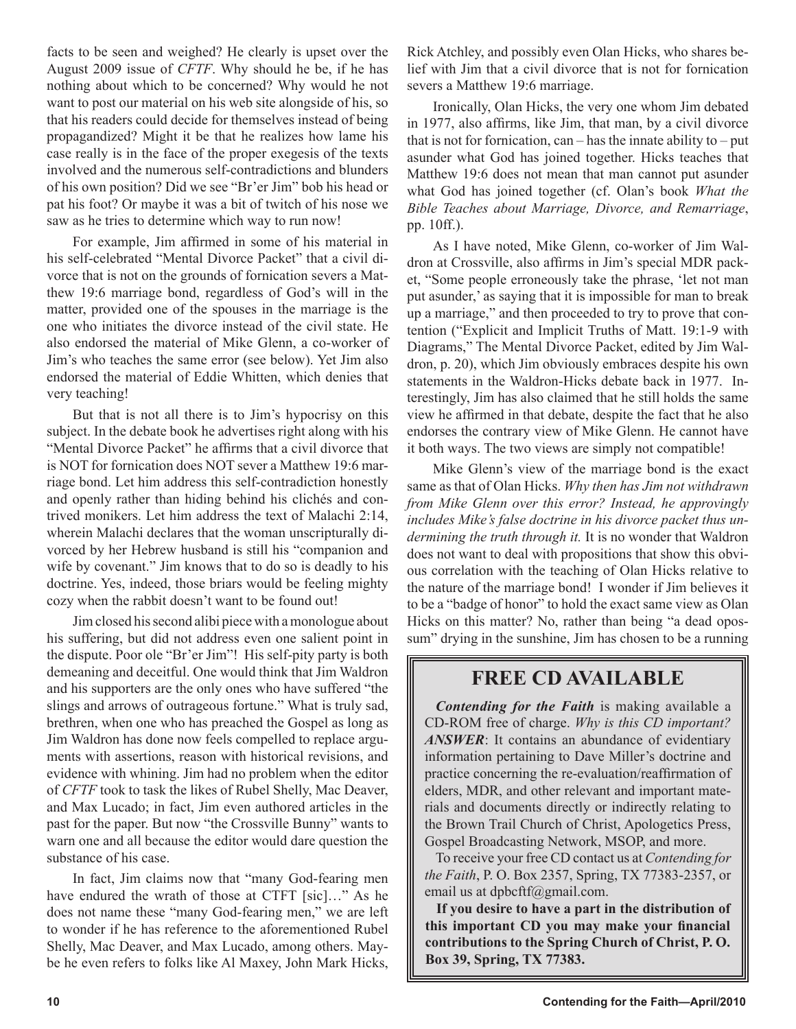facts to be seen and weighed? He clearly is upset over the August 2009 issue of *CFTF*. Why should he be, if he has nothing about which to be concerned? Why would he not want to post our material on his web site alongside of his, so that his readers could decide for themselves instead of being propagandized? Might it be that he realizes how lame his case really is in the face of the proper exegesis of the texts involved and the numerous self-contradictions and blunders of his own position? Did we see "Br'er Jim" bob his head or pat his foot? Or maybe it was a bit of twitch of his nose we saw as he tries to determine which way to run now!

For example, Jim affirmed in some of his material in his self-celebrated "Mental Divorce Packet" that a civil divorce that is not on the grounds of fornication severs a Matthew 19:6 marriage bond, regardless of God's will in the matter, provided one of the spouses in the marriage is the one who initiates the divorce instead of the civil state. He also endorsed the material of Mike Glenn, a co-worker of Jim's who teaches the same error (see below). Yet Jim also endorsed the material of Eddie Whitten, which denies that very teaching!

But that is not all there is to Jim's hypocrisy on this subject. In the debate book he advertises right along with his "Mental Divorce Packet" he affirms that a civil divorce that is NOT for fornication does NOT sever a Matthew 19:6 marriage bond. Let him address this self-contradiction honestly and openly rather than hiding behind his clichés and contrived monikers. Let him address the text of Malachi 2:14, wherein Malachi declares that the woman unscripturally divorced by her Hebrew husband is still his "companion and wife by covenant." Jim knows that to do so is deadly to his doctrine. Yes, indeed, those briars would be feeling mighty cozy when the rabbit doesn't want to be found out!

Jim closed his second alibi piece with a monologue about his suffering, but did not address even one salient point in the dispute. Poor ole "Br'er Jim"! His self-pity party is both demeaning and deceitful. One would think that Jim Waldron and his supporters are the only ones who have suffered "the slings and arrows of outrageous fortune." What is truly sad, brethren, when one who has preached the Gospel as long as Jim Waldron has done now feels compelled to replace arguments with assertions, reason with historical revisions, and evidence with whining. Jim had no problem when the editor of *CFTF* took to task the likes of Rubel Shelly, Mac Deaver, and Max Lucado; in fact, Jim even authored articles in the past for the paper. But now "the Crossville Bunny" wants to warn one and all because the editor would dare question the substance of his case.

In fact, Jim claims now that "many God-fearing men have endured the wrath of those at CTFT [sic]…" As he does not name these "many God-fearing men," we are left to wonder if he has reference to the aforementioned Rubel Shelly, Mac Deaver, and Max Lucado, among others. Maybe he even refers to folks like Al Maxey, John Mark Hicks, Rick Atchley, and possibly even Olan Hicks, who shares belief with Jim that a civil divorce that is not for fornication severs a Matthew 19:6 marriage.

Ironically, Olan Hicks, the very one whom Jim debated in 1977, also affirms, like Jim, that man, by a civil divorce that is not for fornication, can – has the innate ability to – put asunder what God has joined together. Hicks teaches that Matthew 19:6 does not mean that man cannot put asunder what God has joined together (cf. Olan's book *What the Bible Teaches about Marriage, Divorce, and Remarriage*, pp. 10ff.).

As I have noted, Mike Glenn, co-worker of Jim Waldron at Crossville, also affirms in Jim's special MDR packet, "Some people erroneously take the phrase, 'let not man put asunder,' as saying that it is impossible for man to break up a marriage," and then proceeded to try to prove that contention ("Explicit and Implicit Truths of Matt. 19:1-9 with Diagrams," The Mental Divorce Packet, edited by Jim Waldron, p. 20), which Jim obviously embraces despite his own statements in the Waldron-Hicks debate back in 1977. Interestingly, Jim has also claimed that he still holds the same view he affirmed in that debate, despite the fact that he also endorses the contrary view of Mike Glenn. He cannot have it both ways. The two views are simply not compatible!

Mike Glenn's view of the marriage bond is the exact same as that of Olan Hicks. *Why then has Jim not withdrawn from Mike Glenn over this error? Instead, he approvingly includes Mike's false doctrine in his divorce packet thus undermining the truth through it.* It is no wonder that Waldron does not want to deal with propositions that show this obvious correlation with the teaching of Olan Hicks relative to the nature of the marriage bond! I wonder if Jim believes it to be a "badge of honor" to hold the exact same view as Olan Hicks on this matter? No, rather than being "a dead opossum" drying in the sunshine, Jim has chosen to be a running

## FREE CD AVAILABLE

***Contending for the Faith*** is making available a CD-ROM free of charge. *Why is this CD important? **ANSWER***: It contains an abundance of evidentiary information pertaining to Dave Miller's doctrine and practice concerning the re-evaluation/reaffirmation of elders, MDR, and other relevant and important materials and documents directly or indirectly relating to the Brown Trail Church of Christ, Apologetics Press, Gospel Broadcasting Network, MSOP, and more.

To receive your free CD contact us at *Contending for the Faith*, P. O. Box 2357, Spring, TX 77383-2357, or email us at dpbcftf@gmail.com.

**If you desire to have a part in the distribution of this important CD you may make your financial contributions to the Spring Church of Christ, P. O. Box 39, Spring, TX 77383.**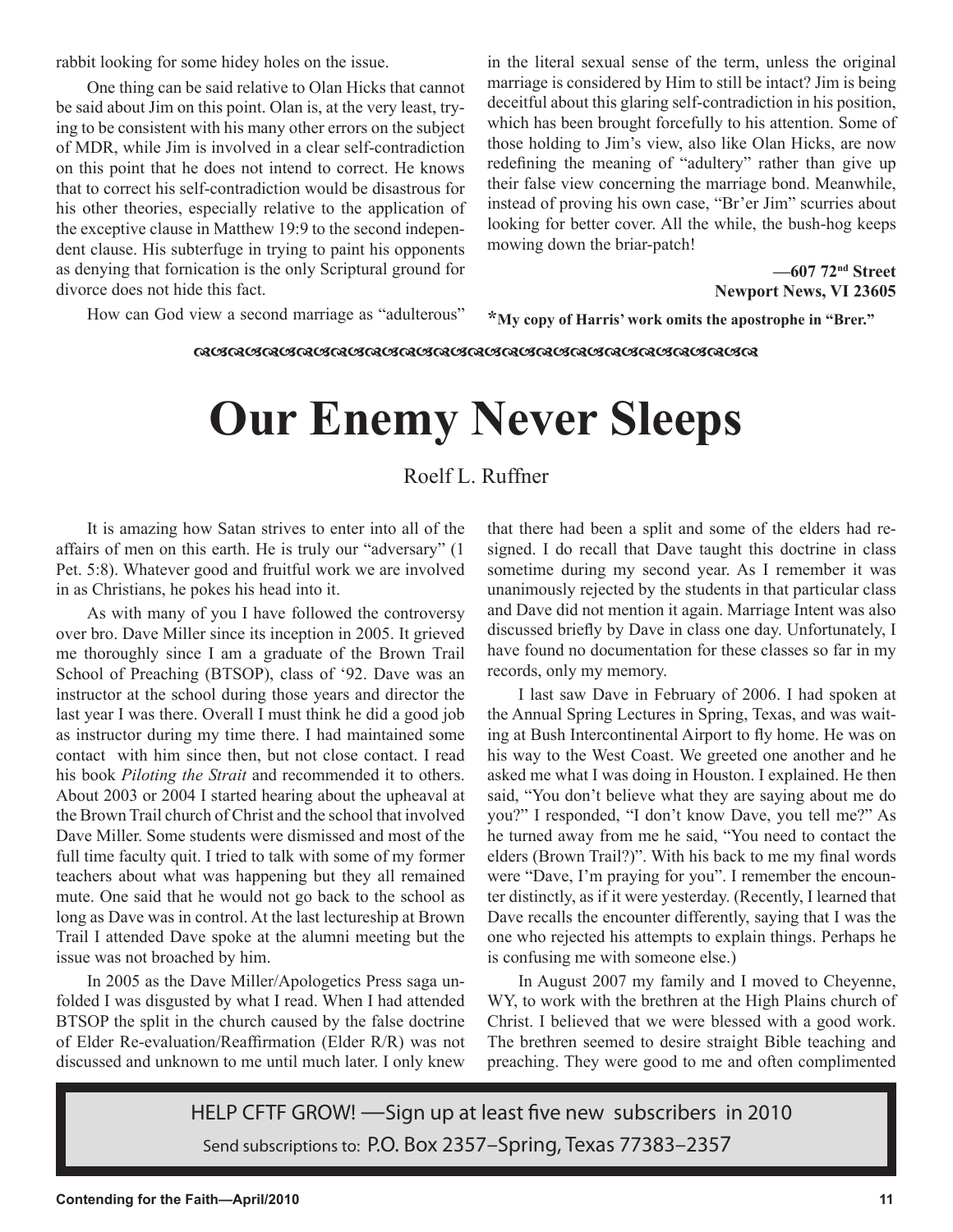rabbit looking for some hidey holes on the issue.

One thing can be said relative to Olan Hicks that cannot be said about Jim on this point. Olan is, at the very least, trying to be consistent with his many other errors on the subject of MDR, while Jim is involved in a clear self-contradiction on this point that he does not intend to correct. He knows that to correct his self-contradiction would be disastrous for his other theories, especially relative to the application of the exceptive clause in Matthew 19:9 to the second independent clause. His subterfuge in trying to paint his opponents as denying that fornication is the only Scriptural ground for divorce does not hide this fact.

How can God view a second marriage as "adulterous" in the literal sexual sense of the term, unless the original marriage is considered by Him to still be intact? Jim is being deceitful about this glaring self-contradiction in his position, which has been brought forcefully to his attention. Some of those holding to Jim's view, also like Olan Hicks, are now redefining the meaning of "adultery" rather than give up their false view concerning the marriage bond. Meanwhile, instead of proving his own case, "Br'er Jim" scurries about looking for better cover. All the while, the bush-hog keeps mowing down the briar-patch!

**—607 72nd Street**
**Newport News, VI 23605**

***My copy of Harris' work omits the apostrophe in "Brer."**

# Our Enemy Never Sleeps

Roelf L. Ruffner

It is amazing how Satan strives to enter into all of the affairs of men on this earth. He is truly our "adversary" (1 Pet. 5:8). Whatever good and fruitful work we are involved in as Christians, he pokes his head into it.

As with many of you I have followed the controversy over bro. Dave Miller since its inception in 2005. It grieved me thoroughly since I am a graduate of the Brown Trail School of Preaching (BTSOP), class of '92. Dave was an instructor at the school during those years and director the last year I was there. Overall I must think he did a good job as instructor during my time there. I had maintained some contact with him since then, but not close contact. I read his book *Piloting the Strait* and recommended it to others. About 2003 or 2004 I started hearing about the upheaval at the Brown Trail church of Christ and the school that involved Dave Miller. Some students were dismissed and most of the full time faculty quit. I tried to talk with some of my former teachers about what was happening but they all remained mute. One said that he would not go back to the school as long as Dave was in control. At the last lectureship at Brown Trail I attended Dave spoke at the alumni meeting but the issue was not broached by him.

In 2005 as the Dave Miller/Apologetics Press saga unfolded I was disgusted by what I read. When I had attended BTSOP the split in the church caused by the false doctrine of Elder Re-evaluation/Reaffirmation (Elder R/R) was not discussed and unknown to me until much later. I only knew that there had been a split and some of the elders had resigned. I do recall that Dave taught this doctrine in class sometime during my second year. As I remember it was unanimously rejected by the students in that particular class and Dave did not mention it again. Marriage Intent was also discussed briefly by Dave in class one day. Unfortunately, I have found no documentation for these classes so far in my records, only my memory.

I last saw Dave in February of 2006. I had spoken at the Annual Spring Lectures in Spring, Texas, and was waiting at Bush Intercontinental Airport to fly home. He was on his way to the West Coast. We greeted one another and he asked me what I was doing in Houston. I explained. He then said, "You don't believe what they are saying about me do you?" I responded, "I don't know Dave, you tell me?" As he turned away from me he said, "You need to contact the elders (Brown Trail?)". With his back to me my final words were "Dave, I'm praying for you". I remember the encounter distinctly, as if it were yesterday. (Recently, I learned that Dave recalls the encounter differently, saying that I was the one who rejected his attempts to explain things. Perhaps he is confusing me with someone else.)

In August 2007 my family and I moved to Cheyenne, WY, to work with the brethren at the High Plains church of Christ. I believed that we were blessed with a good work. The brethren seemed to desire straight Bible teaching and preaching. They were good to me and often complimented

HELP CFTF GROW! —Sign up at least five new subscribers in 2010
Send subscriptions to: P.O. Box 2357–Spring, Texas 77383–2357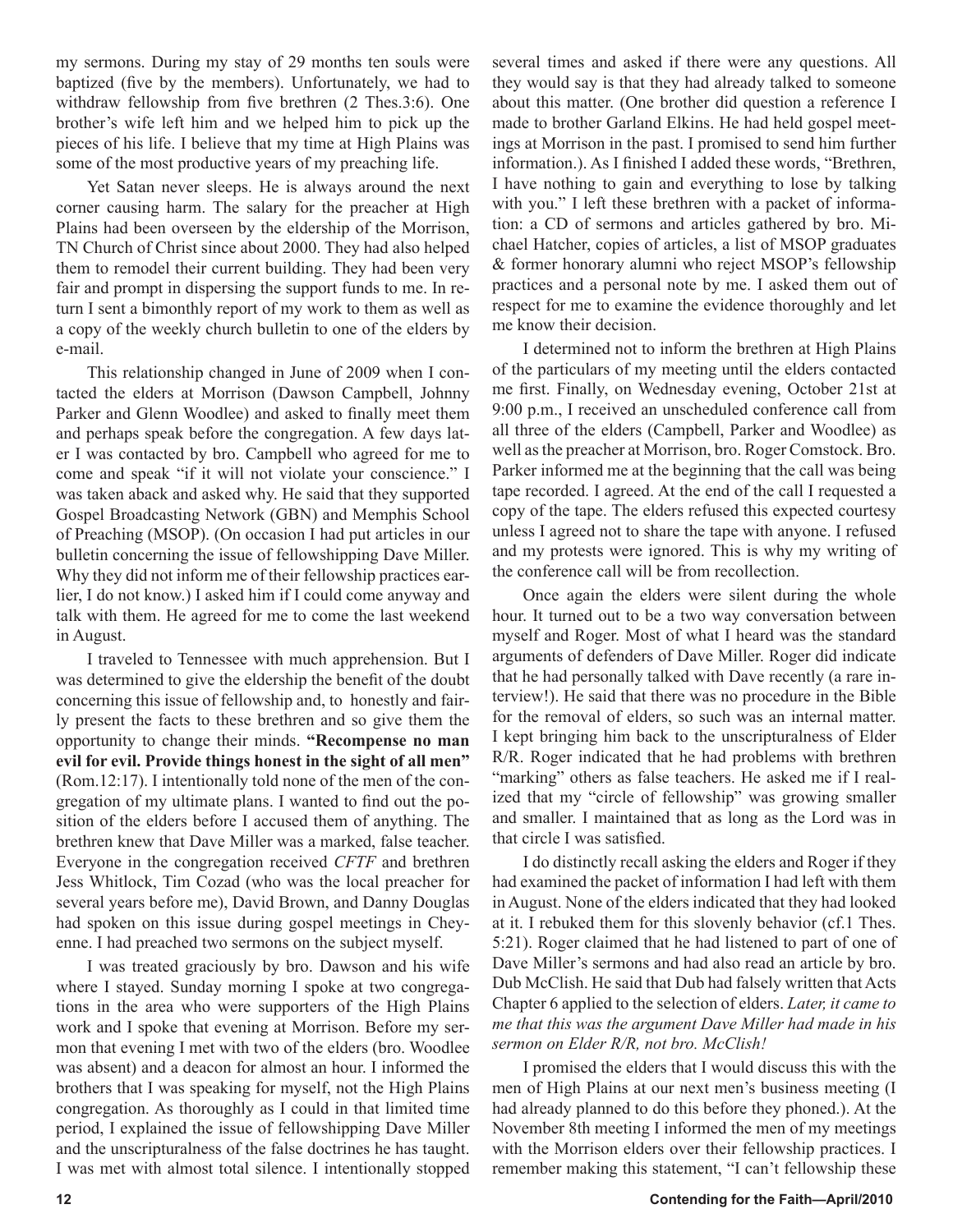my sermons. During my stay of 29 months ten souls were baptized (five by the members). Unfortunately, we had to withdraw fellowship from five brethren (2 Thes.3:6). One brother's wife left him and we helped him to pick up the pieces of his life. I believe that my time at High Plains was some of the most productive years of my preaching life.

Yet Satan never sleeps. He is always around the next corner causing harm. The salary for the preacher at High Plains had been overseen by the eldership of the Morrison, TN Church of Christ since about 2000. They had also helped them to remodel their current building. They had been very fair and prompt in dispersing the support funds to me. In return I sent a bimonthly report of my work to them as well as a copy of the weekly church bulletin to one of the elders by e-mail.

This relationship changed in June of 2009 when I contacted the elders at Morrison (Dawson Campbell, Johnny Parker and Glenn Woodlee) and asked to finally meet them and perhaps speak before the congregation. A few days later I was contacted by bro. Campbell who agreed for me to come and speak "if it will not violate your conscience." I was taken aback and asked why. He said that they supported Gospel Broadcasting Network (GBN) and Memphis School of Preaching (MSOP). (On occasion I had put articles in our bulletin concerning the issue of fellowshipping Dave Miller. Why they did not inform me of their fellowship practices earlier, I do not know.) I asked him if I could come anyway and talk with them. He agreed for me to come the last weekend in August.

I traveled to Tennessee with much apprehension. But I was determined to give the eldership the benefit of the doubt concerning this issue of fellowship and, to honestly and fairly present the facts to these brethren and so give them the opportunity to change their minds. **"Recompense no man evil for evil. Provide things honest in the sight of all men"** (Rom.12:17). I intentionally told none of the men of the congregation of my ultimate plans. I wanted to find out the position of the elders before I accused them of anything. The brethren knew that Dave Miller was a marked, false teacher. Everyone in the congregation received *CFTF* and brethren Jess Whitlock, Tim Cozad (who was the local preacher for several years before me), David Brown, and Danny Douglas had spoken on this issue during gospel meetings in Cheyenne. I had preached two sermons on the subject myself.

I was treated graciously by bro. Dawson and his wife where I stayed. Sunday morning I spoke at two congregations in the area who were supporters of the High Plains work and I spoke that evening at Morrison. Before my sermon that evening I met with two of the elders (bro. Woodlee was absent) and a deacon for almost an hour. I informed the brothers that I was speaking for myself, not the High Plains congregation. As thoroughly as I could in that limited time period, I explained the issue of fellowshipping Dave Miller and the unscripturalness of the false doctrines he has taught. I was met with almost total silence. I intentionally stopped several times and asked if there were any questions. All they would say is that they had already talked to someone about this matter. (One brother did question a reference I made to brother Garland Elkins. He had held gospel meetings at Morrison in the past. I promised to send him further information.). As I finished I added these words, "Brethren, I have nothing to gain and everything to lose by talking with you." I left these brethren with a packet of information: a CD of sermons and articles gathered by bro. Michael Hatcher, copies of articles, a list of MSOP graduates & former honorary alumni who reject MSOP's fellowship practices and a personal note by me. I asked them out of respect for me to examine the evidence thoroughly and let me know their decision.

I determined not to inform the brethren at High Plains of the particulars of my meeting until the elders contacted me first. Finally, on Wednesday evening, October 21st at 9:00 p.m., I received an unscheduled conference call from all three of the elders (Campbell, Parker and Woodlee) as well as the preacher at Morrison, bro. Roger Comstock. Bro. Parker informed me at the beginning that the call was being tape recorded. I agreed. At the end of the call I requested a copy of the tape. The elders refused this expected courtesy unless I agreed not to share the tape with anyone. I refused and my protests were ignored. This is why my writing of the conference call will be from recollection.

Once again the elders were silent during the whole hour. It turned out to be a two way conversation between myself and Roger. Most of what I heard was the standard arguments of defenders of Dave Miller. Roger did indicate that he had personally talked with Dave recently (a rare interview!). He said that there was no procedure in the Bible for the removal of elders, so such was an internal matter. I kept bringing him back to the unscripturalness of Elder R/R. Roger indicated that he had problems with brethren "marking" others as false teachers. He asked me if I realized that my "circle of fellowship" was growing smaller and smaller. I maintained that as long as the Lord was in that circle I was satisfied.

I do distinctly recall asking the elders and Roger if they had examined the packet of information I had left with them in August. None of the elders indicated that they had looked at it. I rebuked them for this slovenly behavior (cf.1 Thes. 5:21). Roger claimed that he had listened to part of one of Dave Miller's sermons and had also read an article by bro. Dub McClish. He said that Dub had falsely written that Acts Chapter 6 applied to the selection of elders. *Later, it came to me that this was the argument Dave Miller had made in his sermon on Elder R/R, not bro. McClish!*

I promised the elders that I would discuss this with the men of High Plains at our next men's business meeting (I had already planned to do this before they phoned.). At the November 8th meeting I informed the men of my meetings with the Morrison elders over their fellowship practices. I remember making this statement, "I can't fellowship these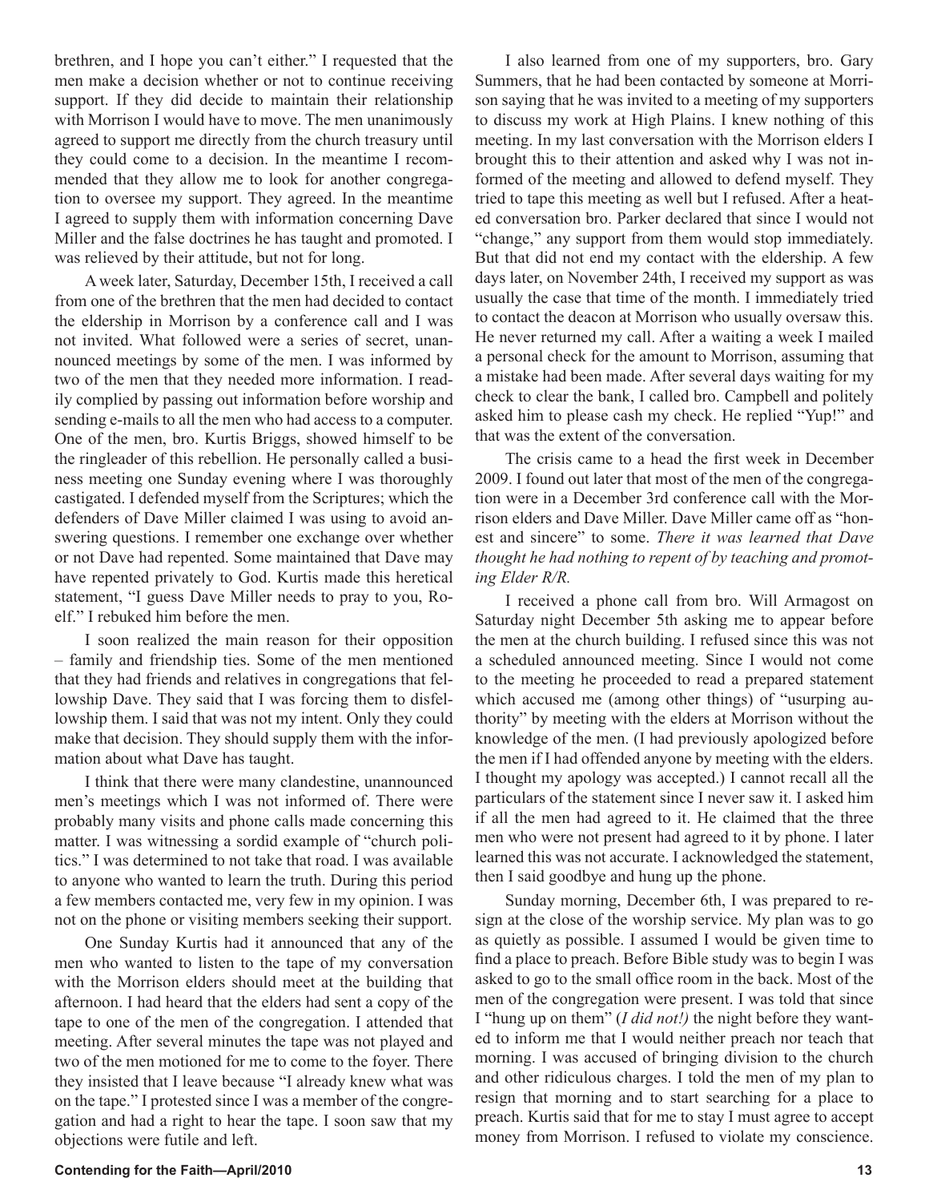brethren, and I hope you can't either." I requested that the men make a decision whether or not to continue receiving support. If they did decide to maintain their relationship with Morrison I would have to move. The men unanimously agreed to support me directly from the church treasury until they could come to a decision. In the meantime I recommended that they allow me to look for another congregation to oversee my support. They agreed. In the meantime I agreed to supply them with information concerning Dave Miller and the false doctrines he has taught and promoted. I was relieved by their attitude, but not for long.

A week later, Saturday, December 15th, I received a call from one of the brethren that the men had decided to contact the eldership in Morrison by a conference call and I was not invited. What followed were a series of secret, unannounced meetings by some of the men. I was informed by two of the men that they needed more information. I readily complied by passing out information before worship and sending e-mails to all the men who had access to a computer. One of the men, bro. Kurtis Briggs, showed himself to be the ringleader of this rebellion. He personally called a business meeting one Sunday evening where I was thoroughly castigated. I defended myself from the Scriptures; which the defenders of Dave Miller claimed I was using to avoid answering questions. I remember one exchange over whether or not Dave had repented. Some maintained that Dave may have repented privately to God. Kurtis made this heretical statement, "I guess Dave Miller needs to pray to you, Roelf." I rebuked him before the men.

I soon realized the main reason for their opposition – family and friendship ties. Some of the men mentioned that they had friends and relatives in congregations that fellowship Dave. They said that I was forcing them to disfellowship them. I said that was not my intent. Only they could make that decision. They should supply them with the information about what Dave has taught.

I think that there were many clandestine, unannounced men's meetings which I was not informed of. There were probably many visits and phone calls made concerning this matter. I was witnessing a sordid example of "church politics." I was determined to not take that road. I was available to anyone who wanted to learn the truth. During this period a few members contacted me, very few in my opinion. I was not on the phone or visiting members seeking their support.

One Sunday Kurtis had it announced that any of the men who wanted to listen to the tape of my conversation with the Morrison elders should meet at the building that afternoon. I had heard that the elders had sent a copy of the tape to one of the men of the congregation. I attended that meeting. After several minutes the tape was not played and two of the men motioned for me to come to the foyer. There they insisted that I leave because "I already knew what was on the tape." I protested since I was a member of the congregation and had a right to hear the tape. I soon saw that my objections were futile and left.

I also learned from one of my supporters, bro. Gary Summers, that he had been contacted by someone at Morrison saying that he was invited to a meeting of my supporters to discuss my work at High Plains. I knew nothing of this meeting. In my last conversation with the Morrison elders I brought this to their attention and asked why I was not informed of the meeting and allowed to defend myself. They tried to tape this meeting as well but I refused. After a heated conversation bro. Parker declared that since I would not "change," any support from them would stop immediately. But that did not end my contact with the eldership. A few days later, on November 24th, I received my support as was usually the case that time of the month. I immediately tried to contact the deacon at Morrison who usually oversaw this. He never returned my call. After a waiting a week I mailed a personal check for the amount to Morrison, assuming that a mistake had been made. After several days waiting for my check to clear the bank, I called bro. Campbell and politely asked him to please cash my check. He replied "Yup!" and that was the extent of the conversation.

The crisis came to a head the first week in December 2009. I found out later that most of the men of the congregation were in a December 3rd conference call with the Morrison elders and Dave Miller. Dave Miller came off as "honest and sincere" to some. *There it was learned that Dave thought he had nothing to repent of by teaching and promoting Elder R/R.*

I received a phone call from bro. Will Armagost on Saturday night December 5th asking me to appear before the men at the church building. I refused since this was not a scheduled announced meeting. Since I would not come to the meeting he proceeded to read a prepared statement which accused me (among other things) of "usurping authority" by meeting with the elders at Morrison without the knowledge of the men. (I had previously apologized before the men if I had offended anyone by meeting with the elders. I thought my apology was accepted.) I cannot recall all the particulars of the statement since I never saw it. I asked him if all the men had agreed to it. He claimed that the three men who were not present had agreed to it by phone. I later learned this was not accurate. I acknowledged the statement, then I said goodbye and hung up the phone.

Sunday morning, December 6th, I was prepared to resign at the close of the worship service. My plan was to go as quietly as possible. I assumed I would be given time to find a place to preach. Before Bible study was to begin I was asked to go to the small office room in the back. Most of the men of the congregation were present. I was told that since I "hung up on them" (*I did not!*) the night before they wanted to inform me that I would neither preach nor teach that morning. I was accused of bringing division to the church and other ridiculous charges. I told the men of my plan to resign that morning and to start searching for a place to preach. Kurtis said that for me to stay I must agree to accept money from Morrison. I refused to violate my conscience.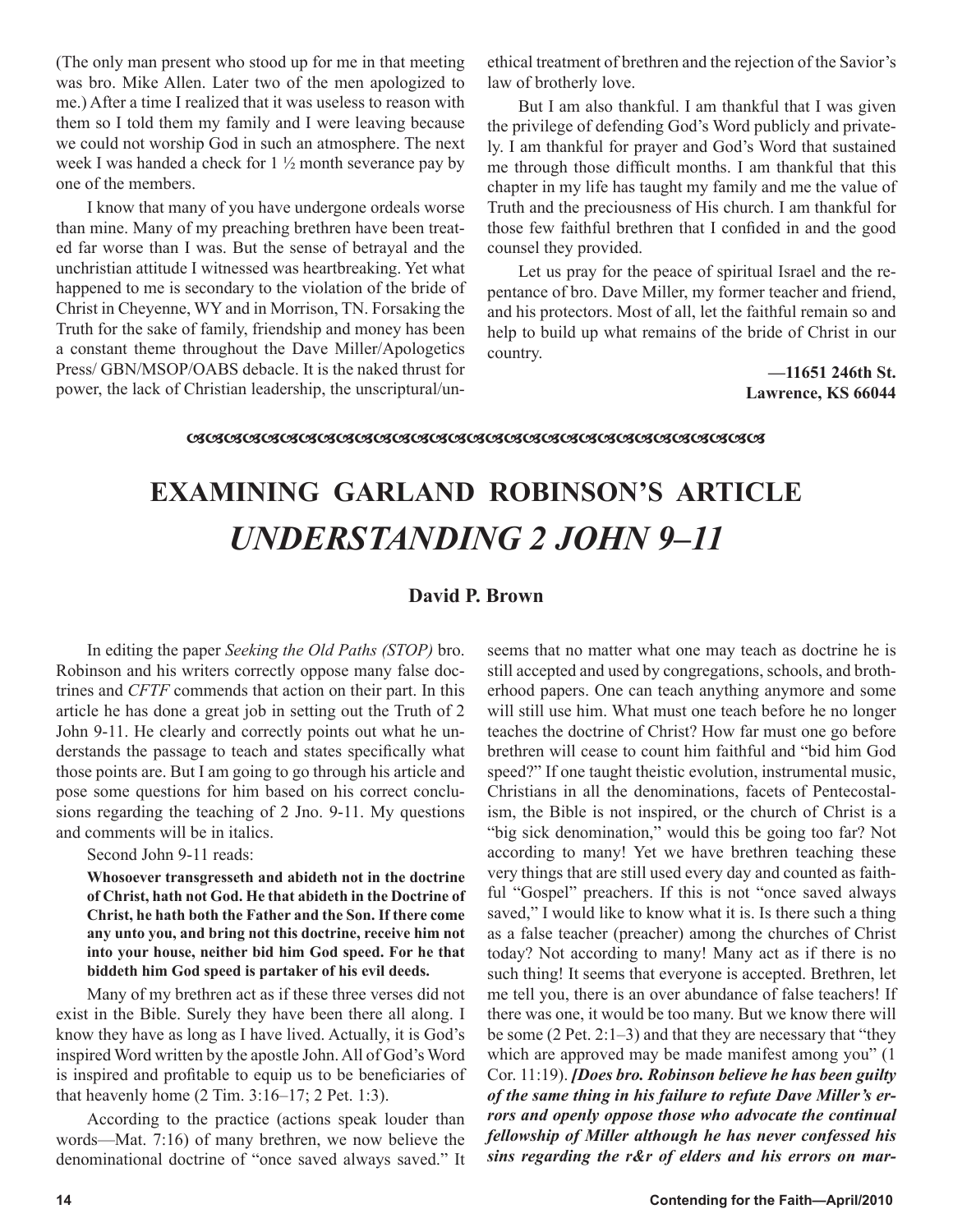(The only man present who stood up for me in that meeting was bro. Mike Allen. Later two of the men apologized to me.) After a time I realized that it was useless to reason with them so I told them my family and I were leaving because we could not worship God in such an atmosphere. The next week I was handed a check for 1 ½ month severance pay by one of the members.

I know that many of you have undergone ordeals worse than mine. Many of my preaching brethren have been treated far worse than I was. But the sense of betrayal and the unchristian attitude I witnessed was heartbreaking. Yet what happened to me is secondary to the violation of the bride of Christ in Cheyenne, WY and in Morrison, TN. Forsaking the Truth for the sake of family, friendship and money has been a constant theme throughout the Dave Miller/Apologetics Press/ GBN/MSOP/OABS debacle. It is the naked thrust for power, the lack of Christian leadership, the unscriptural/unethical treatment of brethren and the rejection of the Savior's law of brotherly love.

But I am also thankful. I am thankful that I was given the privilege of defending God's Word publicly and privately. I am thankful for prayer and God's Word that sustained me through those difficult months. I am thankful that this chapter in my life has taught my family and me the value of Truth and the preciousness of His church. I am thankful for those few faithful brethren that I confided in and the good counsel they provided.

Let us pray for the peace of spiritual Israel and the repentance of bro. Dave Miller, my former teacher and friend, and his protectors. Most of all, let the faithful remain so and help to build up what remains of the bride of Christ in our country.

**—11651 246th St.**
**Lawrence, KS 66044**

# EXAMINING GARLAND ROBINSON'S ARTICLE *UNDERSTANDING 2 JOHN 9–11*

**David P. Brown**

In editing the paper *Seeking the Old Paths (STOP)* bro. Robinson and his writers correctly oppose many false doctrines and *CFTF* commends that action on their part. In this article he has done a great job in setting out the Truth of 2 John 9-11. He clearly and correctly points out what he understands the passage to teach and states specifically what those points are. But I am going to go through his article and pose some questions for him based on his correct conclusions regarding the teaching of 2 Jno. 9-11. My questions and comments will be in italics.

Second John 9-11 reads:

**Whosoever transgresseth and abideth not in the doctrine of Christ, hath not God. He that abideth in the Doctrine of Christ, he hath both the Father and the Son. If there come any unto you, and bring not this doctrine, receive him not into your house, neither bid him God speed. For he that biddeth him God speed is partaker of his evil deeds.**

Many of my brethren act as if these three verses did not exist in the Bible. Surely they have been there all along. I know they have as long as I have lived. Actually, it is God's inspired Word written by the apostle John. All of God's Word is inspired and profitable to equip us to be beneficiaries of that heavenly home (2 Tim. 3:16–17; 2 Pet. 1:3).

According to the practice (actions speak louder than words—Mat. 7:16) of many brethren, we now believe the denominational doctrine of "once saved always saved." It seems that no matter what one may teach as doctrine he is still accepted and used by congregations, schools, and brotherhood papers. One can teach anything anymore and some will still use him. What must one teach before he no longer teaches the doctrine of Christ? How far must one go before brethren will cease to count him faithful and "bid him God speed?" If one taught theistic evolution, instrumental music, Christians in all the denominations, facets of Pentecostalism, the Bible is not inspired, or the church of Christ is a "big sick denomination," would this be going too far? Not according to many! Yet we have brethren teaching these very things that are still used every day and counted as faithful "Gospel" preachers. If this is not "once saved always saved," I would like to know what it is. Is there such a thing as a false teacher (preacher) among the churches of Christ today? Not according to many! Many act as if there is no such thing! It seems that everyone is accepted. Brethren, let me tell you, there is an over abundance of false teachers! If there was one, it would be too many. But we know there will be some (2 Pet. 2:1–3) and that they are necessary that "they which are approved may be made manifest among you" (1 Cor. 11:19). ***[Does bro. Robinson believe he has been guilty of the same thing in his failure to refute Dave Miller's errors and openly oppose those who advocate the continual fellowship of Miller although he has never confessed his sins regarding the r&r of elders and his errors on mar-***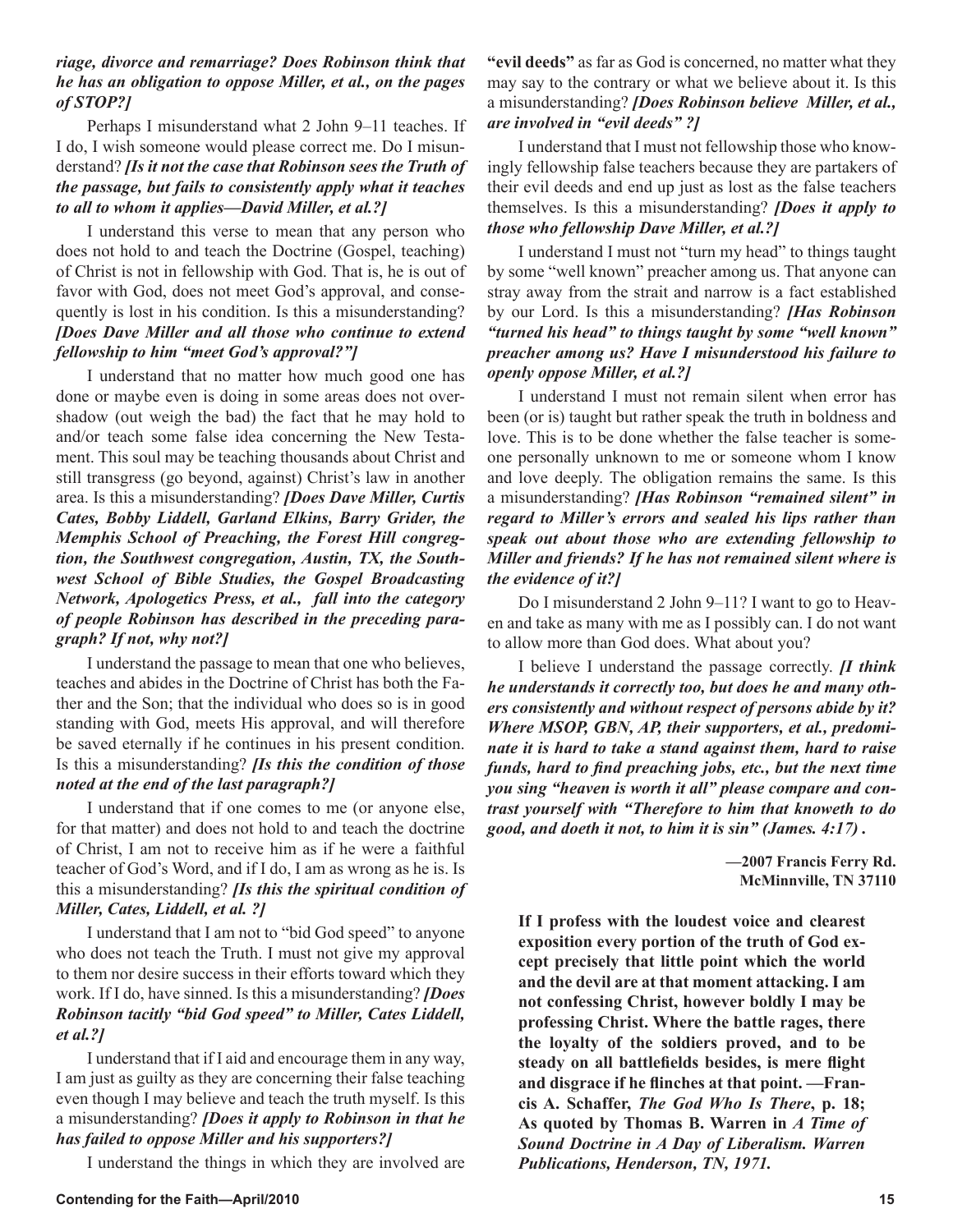***riage, divorce and remarriage? Does Robinson think that he has an obligation to oppose Miller, et al., on the pages of STOP?]***

Perhaps I misunderstand what 2 John 9–11 teaches. If I do, I wish someone would please correct me. Do I misunderstand? ***[Is it not the case that Robinson sees the Truth of the passage, but fails to consistently apply what it teaches to all to whom it applies—David Miller, et al.?]***

I understand this verse to mean that any person who does not hold to and teach the Doctrine (Gospel, teaching) of Christ is not in fellowship with God. That is, he is out of favor with God, does not meet God's approval, and consequently is lost in his condition. Is this a misunderstanding? ***[Does Dave Miller and all those who continue to extend fellowship to him "meet God's approval?"]***

I understand that no matter how much good one has done or maybe even is doing in some areas does not overshadow (out weigh the bad) the fact that he may hold to and/or teach some false idea concerning the New Testament. This soul may be teaching thousands about Christ and still transgress (go beyond, against) Christ's law in another area. Is this a misunderstanding? ***[Does Dave Miller, Curtis Cates, Bobby Liddell, Garland Elkins, Barry Grider, the Memphis School of Preaching, the Forest Hill congregtion, the Southwest congregation, Austin, TX, the Southwest School of Bible Studies, the Gospel Broadcasting Network, Apologetics Press, et al., fall into the category of people Robinson has described in the preceding paragraph? If not, why not?]***

I understand the passage to mean that one who believes, teaches and abides in the Doctrine of Christ has both the Father and the Son; that the individual who does so is in good standing with God, meets His approval, and will therefore be saved eternally if he continues in his present condition. Is this a misunderstanding? ***[Is this the condition of those noted at the end of the last paragraph?]***

I understand that if one comes to me (or anyone else, for that matter) and does not hold to and teach the doctrine of Christ, I am not to receive him as if he were a faithful teacher of God's Word, and if I do, I am as wrong as he is. Is this a misunderstanding? ***[Is this the spiritual condition of Miller, Cates, Liddell, et al. ?]***

I understand that I am not to "bid God speed" to anyone who does not teach the Truth. I must not give my approval to them nor desire success in their efforts toward which they work. If I do, have sinned. Is this a misunderstanding? ***[Does Robinson tacitly "bid God speed" to Miller, Cates Liddell, et al.?]***

I understand that if I aid and encourage them in any way, I am just as guilty as they are concerning their false teaching even though I may believe and teach the truth myself. Is this a misunderstanding? ***[Does it apply to Robinson in that he has failed to oppose Miller and his supporters?]***

I understand the things in which they are involved are **"evil deeds"** as far as God is concerned, no matter what they may say to the contrary or what we believe about it. Is this a misunderstanding? ***[Does Robinson believe Miller, et al., are involved in "evil deeds" ?]***

I understand that I must not fellowship those who knowingly fellowship false teachers because they are partakers of their evil deeds and end up just as lost as the false teachers themselves. Is this a misunderstanding? ***[Does it apply to those who fellowship Dave Miller, et al.?]***

I understand I must not "turn my head" to things taught by some "well known" preacher among us. That anyone can stray away from the strait and narrow is a fact established by our Lord. Is this a misunderstanding? ***[Has Robinson "turned his head" to things taught by some "well known" preacher among us? Have I misunderstood his failure to openly oppose Miller, et al.?]***

I understand I must not remain silent when error has been (or is) taught but rather speak the truth in boldness and love. This is to be done whether the false teacher is someone personally unknown to me or someone whom I know and love deeply. The obligation remains the same. Is this a misunderstanding? ***[Has Robinson "remained silent" in regard to Miller's errors and sealed his lips rather than speak out about those who are extending fellowship to Miller and friends? If he has not remained silent where is the evidence of it?]***

Do I misunderstand 2 John 9–11? I want to go to Heaven and take as many with me as I possibly can. I do not want to allow more than God does. What about you?

I believe I understand the passage correctly. ***[I think he understands it correctly too, but does he and many others consistently and without respect of persons abide by it? Where MSOP, GBN, AP, their supporters, et al., predominate it is hard to take a stand against them, hard to raise funds, hard to find preaching jobs, etc., but the next time you sing "heaven is worth it all" please compare and contrast yourself with "Therefore to him that knoweth to do good, and doeth it not, to him it is sin" (James. 4:17) .***

**—2007 Francis Ferry Rd.**
**McMinnville, TN 37110**

**If I profess with the loudest voice and clearest exposition every portion of the truth of God except precisely that little point which the world and the devil are at that moment attacking. I am not confessing Christ, however boldly I may be professing Christ. Where the battle rages, there the loyalty of the soldiers proved, and to be steady on all battlefields besides, is mere flight and disgrace if he flinches at that point. —Francis A. Schaffer, *The God Who Is There*, p. 18; As quoted by Thomas B. Warren in *A Time of Sound Doctrine in A Day of Liberalism. Warren Publications, Henderson, TN, 1971.***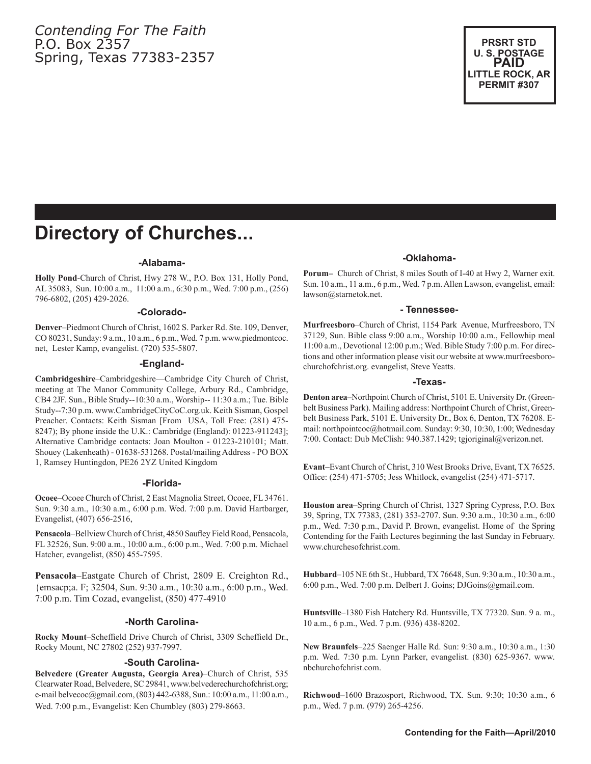*Contending For The Faith*
P.O. Box 2357
Spring, Texas 77383-2357

PRSRT STD
U. S. POSTAGE
**PAID**
LITTLE ROCK, AR
PERMIT #307

# Directory of Churches...

### -Alabama-

**Holly Pond**-Church of Christ, Hwy 278 W., P.O. Box 131, Holly Pond, AL 35083, Sun. 10:00 a.m., 11:00 a.m., 6:30 p.m., Wed. 7:00 p.m., (256) 796-6802, (205) 429-2026.

### -Colorado-

**Denver**–Piedmont Church of Christ, 1602 S. Parker Rd. Ste. 109, Denver, CO 80231, Sunday: 9 a.m., 10 a.m., 6 p.m., Wed. 7 p.m. www.piedmontcoc.net, Lester Kamp, evangelist. (720) 535-5807.

### -England-

**Cambridgeshire**–Cambridgeshire—Cambridge City Church of Christ, meeting at The Manor Community College, Arbury Rd., Cambridge, CB4 2JF. Sun., Bible Study--10:30 a.m., Worship-- 11:30 a.m.; Tue. Bible Study--7:30 p.m. www.CambridgeCityCoC.org.uk. Keith Sisman, Gospel Preacher. Contacts: Keith Sisman [From USA, Toll Free: (281) 475-8247); By phone inside the U.K.: Cambridge (England): 01223-911243]; Alternative Cambridge contacts: Joan Moulton - 01223-210101; Matt. Shouey (Lakenheath) - 01638-531268. Postal/mailing Address - PO BOX 1, Ramsey Huntingdon, PE26 2YZ United Kingdom

### -Florida-

**Ocoee–**Ocoee Church of Christ, 2 East Magnolia Street, Ocoee, FL 34761. Sun. 9:30 a.m., 10:30 a.m., 6:00 p.m. Wed. 7:00 p.m. David Hartbarger, Evangelist, (407) 656-2516,

**Pensacola**–Bellview Church of Christ, 4850 Saufley Field Road, Pensacola, FL 32526, Sun. 9:00 a.m., 10:00 a.m., 6:00 p.m., Wed. 7:00 p.m. Michael Hatcher, evangelist, (850) 455-7595.

**Pensacola**–Eastgate Church of Christ, 2809 E. Creighton Rd., {emsacp;a. F; 32504, Sun. 9:30 a.m., 10:30 a.m., 6:00 p.m., Wed. 7:00 p.m. Tim Cozad, evangelist, (850) 477-4910

### -North Carolina-

**Rocky Mount**–Scheffield Drive Church of Christ, 3309 Scheffield Dr., Rocky Mount, NC 27802 (252) 937-7997.

### -South Carolina-

**Belvedere (Greater Augusta, Georgia Area)**–Church of Christ, 535 Clearwater Road, Belvedere, SC 29841, www.belvederechurchofchrist.org; e-mail belvecoc@gmail.com, (803) 442-6388, Sun.: 10:00 a.m., 11:00 a.m., Wed. 7:00 p.m., Evangelist: Ken Chumbley (803) 279-8663.

### -Oklahoma-

**Porum–** Church of Christ, 8 miles South of I-40 at Hwy 2, Warner exit. Sun. 10 a.m., 11 a.m., 6 p.m., Wed. 7 p.m. Allen Lawson, evangelist, email: lawson@starnetok.net.

### - Tennessee-

**Murfreesboro**–Church of Christ, 1154 Park Avenue, Murfreesboro, TN 37129, Sun. Bible class 9:00 a.m., Worship 10:00 a.m., Fellowhip meal 11:00 a.m., Devotional 12:00 p.m.; Wed. Bible Study 7:00 p.m. For directions and other information please visit our website at www.murfreesborochurchofchrist.org. evangelist, Steve Yeatts.

### -Texas-

**Denton area**–Northpoint Church of Christ, 5101 E. University Dr. (Greenbelt Business Park). Mailing address: Northpoint Church of Christ, Greenbelt Business Park, 5101 E. University Dr., Box 6, Denton, TX 76208. E-mail: northpointcoc@hotmail.com. Sunday: 9:30, 10:30, 1:00; Wednesday 7:00. Contact: Dub McClish: 940.387.1429; tgjoriginal@verizon.net.

**Evant–**Evant Church of Christ, 310 West Brooks Drive, Evant, TX 76525. Office: (254) 471-5705; Jess Whitlock, evangelist (254) 471-5717.

**Houston area**–Spring Church of Christ, 1327 Spring Cypress, P.O. Box 39, Spring, TX 77383, (281) 353-2707. Sun. 9:30 a.m., 10:30 a.m., 6:00 p.m., Wed. 7:30 p.m., David P. Brown, evangelist. Home of the Spring Contending for the Faith Lectures beginning the last Sunday in February. www.churchesofchrist.com.

**Hubbard**–105 NE 6th St., Hubbard, TX 76648, Sun. 9:30 a.m., 10:30 a.m., 6:00 p.m., Wed. 7:00 p.m. Delbert J. Goins; DJGoins@gmail.com.

**Huntsville**–1380 Fish Hatchery Rd. Huntsville, TX 77320. Sun. 9 a. m., 10 a.m., 6 p.m., Wed. 7 p.m. (936) 438-8202.

**New Braunfels**–225 Saenger Halle Rd. Sun: 9:30 a.m., 10:30 a.m., 1:30 p.m. Wed. 7:30 p.m. Lynn Parker, evangelist. (830) 625-9367. www.nbchurchofchrist.com.

**Richwood**–1600 Brazosport, Richwood, TX. Sun. 9:30; 10:30 a.m., 6 p.m., Wed. 7 p.m. (979) 265-4256.